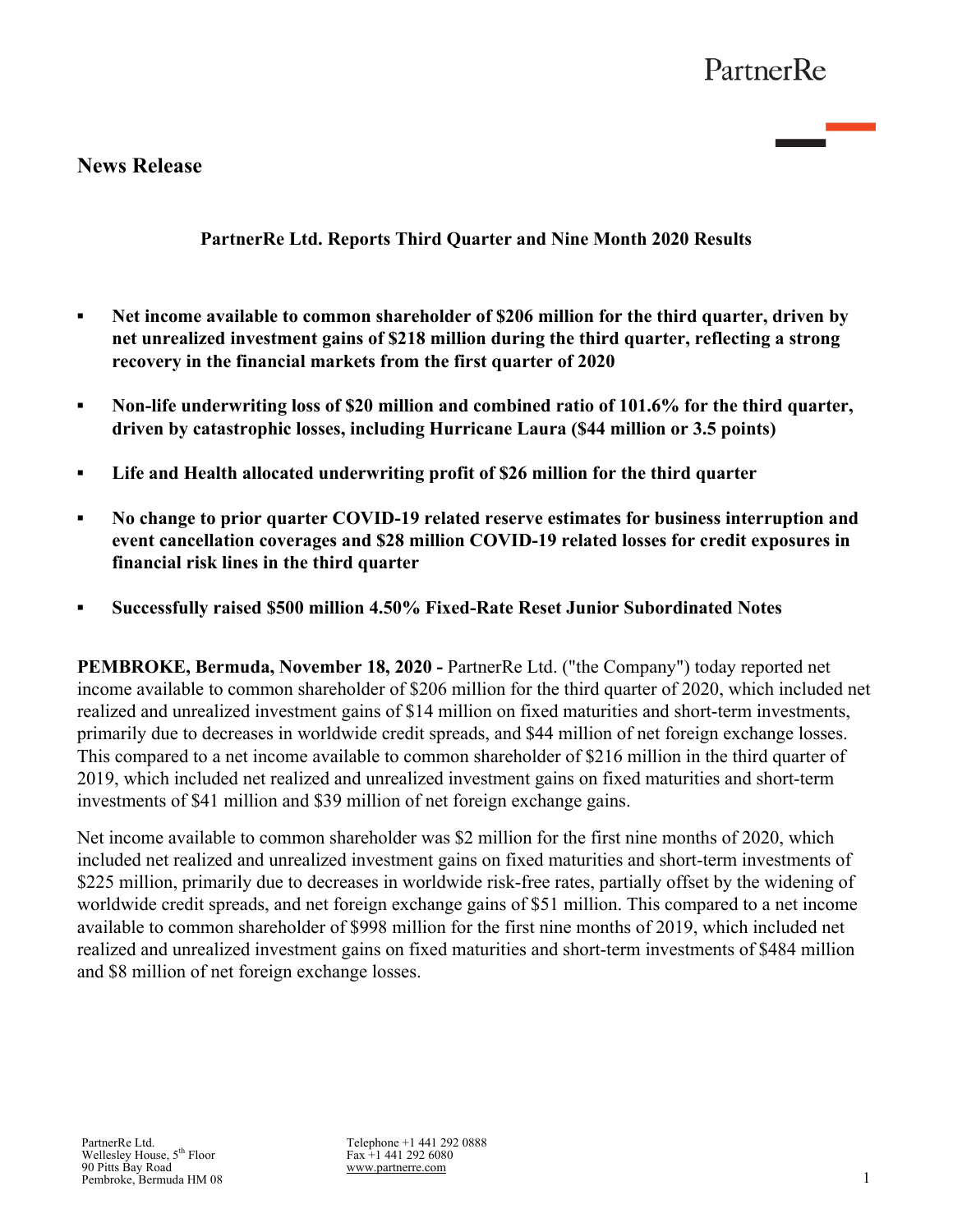# News Release

## PartnerRe Ltd. Reports Third Quarter and Nine Month 2020 Results

- **Net income available to common shareholder of $206 million for the third quarter, driven by net unrealized investment gains of $218 million during the third quarter, reflecting a strong recovery in the financial markets from the first quarter of 2020**
- **Non-life underwriting loss of $20 million and combined ratio of 101.6% for the third quarter, driven by catastrophic losses, including Hurricane Laura ($44 million or 3.5 points)**
- **Life and Health allocated underwriting profit of $26 million for the third quarter**
- **No change to prior quarter COVID-19 related reserve estimates for business interruption and event cancellation coverages and $28 million COVID-19 related losses for credit exposures in financial risk lines in the third quarter**
- **Successfully raised $500 million 4.50% Fixed-Rate Reset Junior Subordinated Notes**

**PEMBROKE, Bermuda, November 18, 2020 -** PartnerRe Ltd. ("the Company") today reported net income available to common shareholder of $206 million for the third quarter of 2020, which included net realized and unrealized investment gains of $14 million on fixed maturities and short-term investments, primarily due to decreases in worldwide credit spreads, and $44 million of net foreign exchange losses. This compared to a net income available to common shareholder of $216 million in the third quarter of 2019, which included net realized and unrealized investment gains on fixed maturities and short-term investments of $41 million and $39 million of net foreign exchange gains.

Net income available to common shareholder was $2 million for the first nine months of 2020, which included net realized and unrealized investment gains on fixed maturities and short-term investments of $225 million, primarily due to decreases in worldwide risk-free rates, partially offset by the widening of worldwide credit spreads, and net foreign exchange gains of $51 million. This compared to a net income available to common shareholder of $998 million for the first nine months of 2019, which included net realized and unrealized investment gains on fixed maturities and short-term investments of $484 million and $8 million of net foreign exchange losses.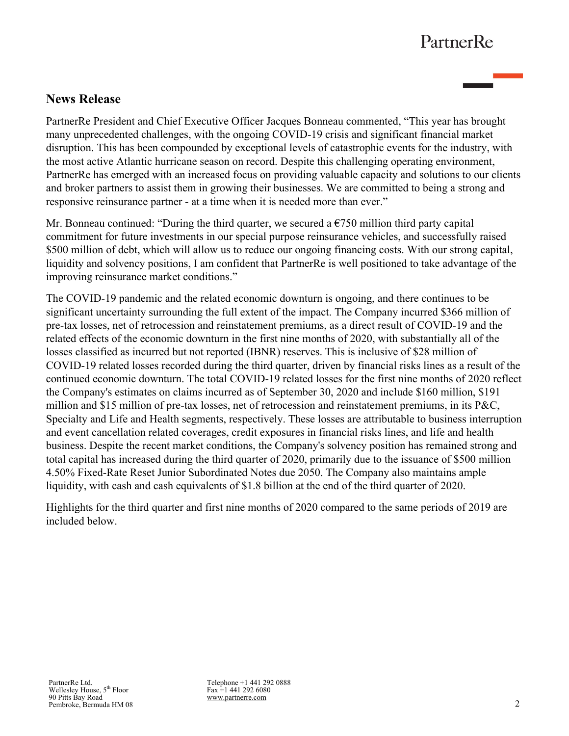## News Release

PartnerRe President and Chief Executive Officer Jacques Bonneau commented, "This year has brought many unprecedented challenges, with the ongoing COVID-19 crisis and significant financial market disruption. This has been compounded by exceptional levels of catastrophic events for the industry, with the most active Atlantic hurricane season on record. Despite this challenging operating environment, PartnerRe has emerged with an increased focus on providing valuable capacity and solutions to our clients and broker partners to assist them in growing their businesses. We are committed to being a strong and responsive reinsurance partner - at a time when it is needed more than ever."

Mr. Bonneau continued: "During the third quarter, we secured a €750 million third party capital commitment for future investments in our special purpose reinsurance vehicles, and successfully raised $500 million of debt, which will allow us to reduce our ongoing financing costs. With our strong capital, liquidity and solvency positions, I am confident that PartnerRe is well positioned to take advantage of the improving reinsurance market conditions."

The COVID-19 pandemic and the related economic downturn is ongoing, and there continues to be significant uncertainty surrounding the full extent of the impact. The Company incurred $366 million of pre-tax losses, net of retrocession and reinstatement premiums, as a direct result of COVID-19 and the related effects of the economic downturn in the first nine months of 2020, with substantially all of the losses classified as incurred but not reported (IBNR) reserves. This is inclusive of $28 million of COVID-19 related losses recorded during the third quarter, driven by financial risks lines as a result of the continued economic downturn. The total COVID-19 related losses for the first nine months of 2020 reflect the Company's estimates on claims incurred as of September 30, 2020 and include $160 million, $191 million and $15 million of pre-tax losses, net of retrocession and reinstatement premiums, in its P&C, Specialty and Life and Health segments, respectively. These losses are attributable to business interruption and event cancellation related coverages, credit exposures in financial risks lines, and life and health business. Despite the recent market conditions, the Company's solvency position has remained strong and total capital has increased during the third quarter of 2020, primarily due to the issuance of $500 million 4.50% Fixed-Rate Reset Junior Subordinated Notes due 2050. The Company also maintains ample liquidity, with cash and cash equivalents of $1.8 billion at the end of the third quarter of 2020.

Highlights for the third quarter and first nine months of 2020 compared to the same periods of 2019 are included below.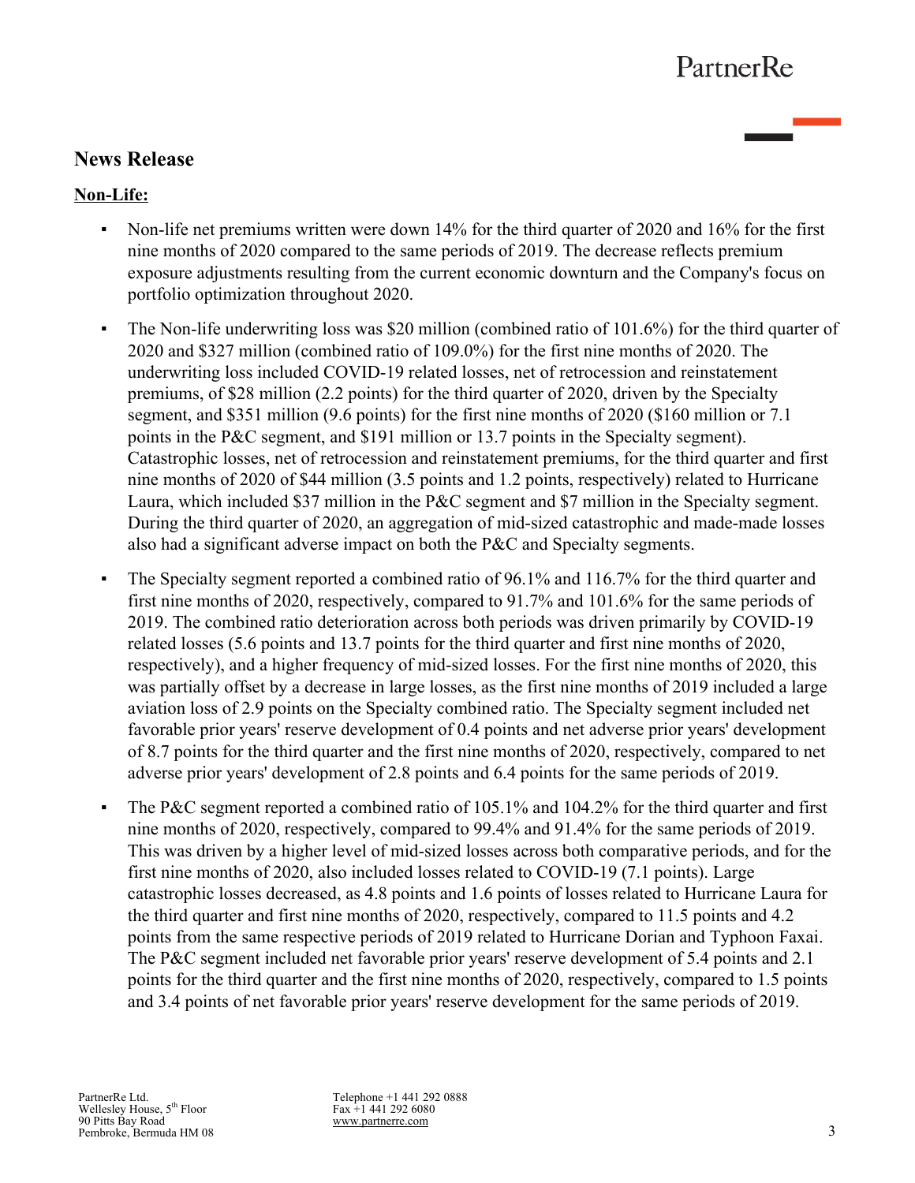## News Release

**Non-Life:**

- Non-life net premiums written were down 14% for the third quarter of 2020 and 16% for the first nine months of 2020 compared to the same periods of 2019. The decrease reflects premium exposure adjustments resulting from the current economic downturn and the Company's focus on portfolio optimization throughout 2020.
- The Non-life underwriting loss was $20 million (combined ratio of 101.6%) for the third quarter of 2020 and $327 million (combined ratio of 109.0%) for the first nine months of 2020. The underwriting loss included COVID-19 related losses, net of retrocession and reinstatement premiums, of $28 million (2.2 points) for the third quarter of 2020, driven by the Specialty segment, and $351 million (9.6 points) for the first nine months of 2020 ($160 million or 7.1 points in the P&C segment, and $191 million or 13.7 points in the Specialty segment). Catastrophic losses, net of retrocession and reinstatement premiums, for the third quarter and first nine months of 2020 of $44 million (3.5 points and 1.2 points, respectively) related to Hurricane Laura, which included $37 million in the P&C segment and $7 million in the Specialty segment. During the third quarter of 2020, an aggregation of mid-sized catastrophic and made-made losses also had a significant adverse impact on both the P&C and Specialty segments.
- The Specialty segment reported a combined ratio of 96.1% and 116.7% for the third quarter and first nine months of 2020, respectively, compared to 91.7% and 101.6% for the same periods of 2019. The combined ratio deterioration across both periods was driven primarily by COVID-19 related losses (5.6 points and 13.7 points for the third quarter and first nine months of 2020, respectively), and a higher frequency of mid-sized losses. For the first nine months of 2020, this was partially offset by a decrease in large losses, as the first nine months of 2019 included a large aviation loss of 2.9 points on the Specialty combined ratio. The Specialty segment included net favorable prior years' reserve development of 0.4 points and net adverse prior years' development of 8.7 points for the third quarter and the first nine months of 2020, respectively, compared to net adverse prior years' development of 2.8 points and 6.4 points for the same periods of 2019.
- The P&C segment reported a combined ratio of 105.1% and 104.2% for the third quarter and first nine months of 2020, respectively, compared to 99.4% and 91.4% for the same periods of 2019. This was driven by a higher level of mid-sized losses across both comparative periods, and for the first nine months of 2020, also included losses related to COVID-19 (7.1 points). Large catastrophic losses decreased, as 4.8 points and 1.6 points of losses related to Hurricane Laura for the third quarter and first nine months of 2020, respectively, compared to 11.5 points and 4.2 points from the same respective periods of 2019 related to Hurricane Dorian and Typhoon Faxai. The P&C segment included net favorable prior years' reserve development of 5.4 points and 2.1 points for the third quarter and the first nine months of 2020, respectively, compared to 1.5 points and 3.4 points of net favorable prior years' reserve development for the same periods of 2019.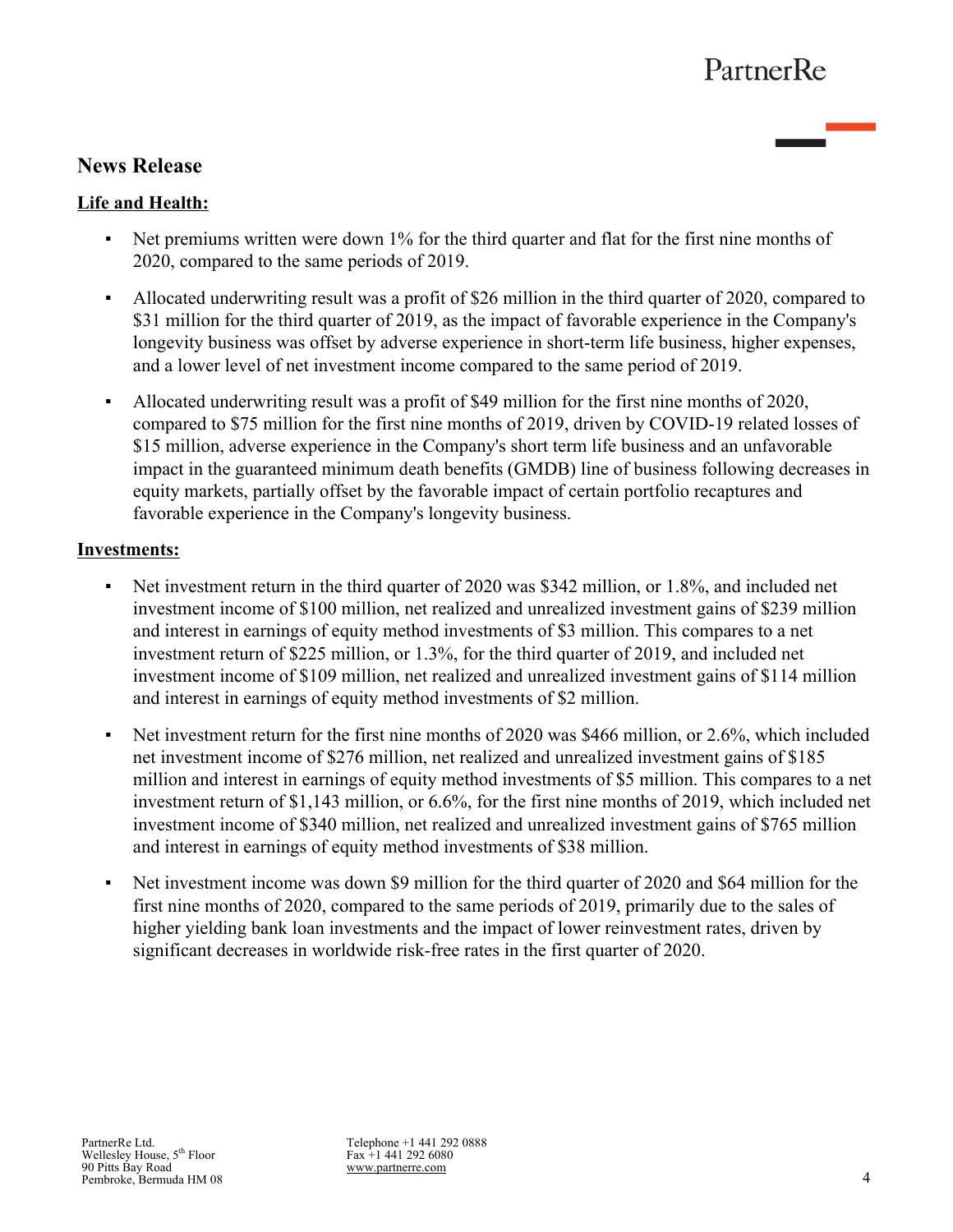## News Release

**Life and Health:**

- Net premiums written were down 1% for the third quarter and flat for the first nine months of 2020, compared to the same periods of 2019.
- Allocated underwriting result was a profit of $26 million in the third quarter of 2020, compared to $31 million for the third quarter of 2019, as the impact of favorable experience in the Company's longevity business was offset by adverse experience in short-term life business, higher expenses, and a lower level of net investment income compared to the same period of 2019.
- Allocated underwriting result was a profit of $49 million for the first nine months of 2020, compared to $75 million for the first nine months of 2019, driven by COVID-19 related losses of $15 million, adverse experience in the Company's short term life business and an unfavorable impact in the guaranteed minimum death benefits (GMDB) line of business following decreases in equity markets, partially offset by the favorable impact of certain portfolio recaptures and favorable experience in the Company's longevity business.

**Investments:**

- Net investment return in the third quarter of 2020 was $342 million, or 1.8%, and included net investment income of $100 million, net realized and unrealized investment gains of $239 million and interest in earnings of equity method investments of $3 million. This compares to a net investment return of $225 million, or 1.3%, for the third quarter of 2019, and included net investment income of $109 million, net realized and unrealized investment gains of $114 million and interest in earnings of equity method investments of $2 million.
- Net investment return for the first nine months of 2020 was $466 million, or 2.6%, which included net investment income of $276 million, net realized and unrealized investment gains of $185 million and interest in earnings of equity method investments of $5 million. This compares to a net investment return of $1,143 million, or 6.6%, for the first nine months of 2019, which included net investment income of $340 million, net realized and unrealized investment gains of $765 million and interest in earnings of equity method investments of $38 million.
- Net investment income was down $9 million for the third quarter of 2020 and $64 million for the first nine months of 2020, compared to the same periods of 2019, primarily due to the sales of higher yielding bank loan investments and the impact of lower reinvestment rates, driven by significant decreases in worldwide risk-free rates in the first quarter of 2020.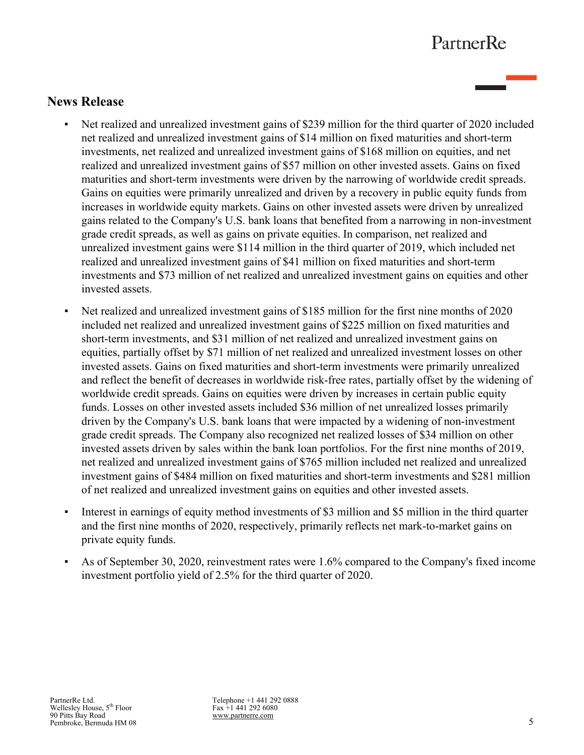## News Release

- Net realized and unrealized investment gains of $239 million for the third quarter of 2020 included net realized and unrealized investment gains of $14 million on fixed maturities and short-term investments, net realized and unrealized investment gains of $168 million on equities, and net realized and unrealized investment gains of $57 million on other invested assets. Gains on fixed maturities and short-term investments were driven by the narrowing of worldwide credit spreads. Gains on equities were primarily unrealized and driven by a recovery in public equity funds from increases in worldwide equity markets. Gains on other invested assets were driven by unrealized gains related to the Company's U.S. bank loans that benefited from a narrowing in non-investment grade credit spreads, as well as gains on private equities. In comparison, net realized and unrealized investment gains were $114 million in the third quarter of 2019, which included net realized and unrealized investment gains of $41 million on fixed maturities and short-term investments and $73 million of net realized and unrealized investment gains on equities and other invested assets.

- Net realized and unrealized investment gains of $185 million for the first nine months of 2020 included net realized and unrealized investment gains of $225 million on fixed maturities and short-term investments, and $31 million of net realized and unrealized investment gains on equities, partially offset by $71 million of net realized and unrealized investment losses on other invested assets. Gains on fixed maturities and short-term investments were primarily unrealized and reflect the benefit of decreases in worldwide risk-free rates, partially offset by the widening of worldwide credit spreads. Gains on equities were driven by increases in certain public equity funds. Losses on other invested assets included $36 million of net unrealized losses primarily driven by the Company's U.S. bank loans that were impacted by a widening of non-investment grade credit spreads. The Company also recognized net realized losses of $34 million on other invested assets driven by sales within the bank loan portfolios. For the first nine months of 2019, net realized and unrealized investment gains of $765 million included net realized and unrealized investment gains of $484 million on fixed maturities and short-term investments and $281 million of net realized and unrealized investment gains on equities and other invested assets.

- Interest in earnings of equity method investments of $3 million and $5 million in the third quarter and the first nine months of 2020, respectively, primarily reflects net mark-to-market gains on private equity funds.

- As of September 30, 2020, reinvestment rates were 1.6% compared to the Company's fixed income investment portfolio yield of 2.5% for the third quarter of 2020.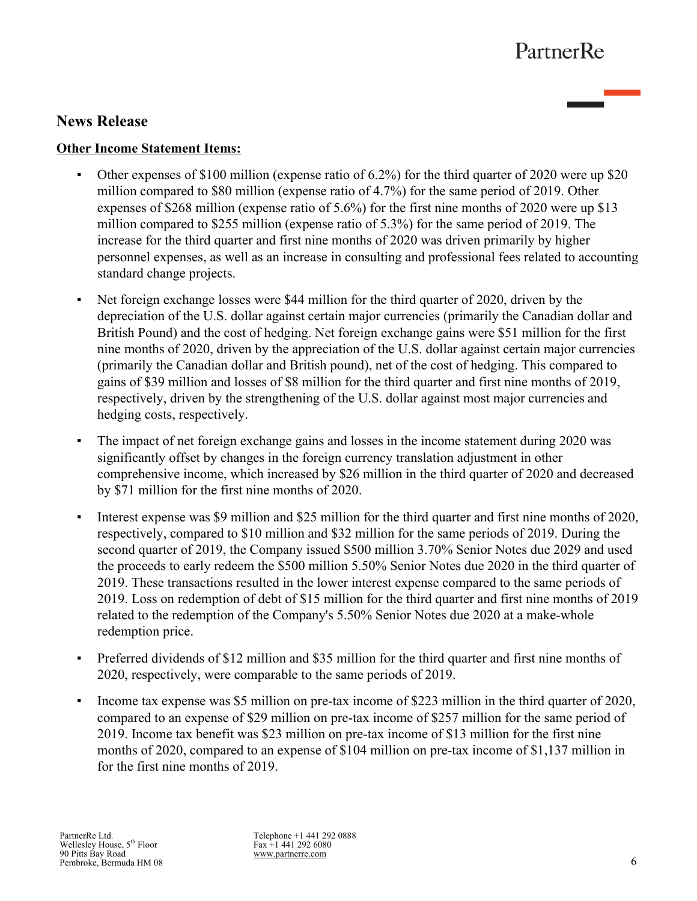## News Release

**Other Income Statement Items:**

- Other expenses of $100 million (expense ratio of 6.2%) for the third quarter of 2020 were up $20 million compared to $80 million (expense ratio of 4.7%) for the same period of 2019. Other expenses of $268 million (expense ratio of 5.6%) for the first nine months of 2020 were up $13 million compared to $255 million (expense ratio of 5.3%) for the same period of 2019. The increase for the third quarter and first nine months of 2020 was driven primarily by higher personnel expenses, as well as an increase in consulting and professional fees related to accounting standard change projects.

- Net foreign exchange losses were $44 million for the third quarter of 2020, driven by the depreciation of the U.S. dollar against certain major currencies (primarily the Canadian dollar and British Pound) and the cost of hedging. Net foreign exchange gains were $51 million for the first nine months of 2020, driven by the appreciation of the U.S. dollar against certain major currencies (primarily the Canadian dollar and British pound), net of the cost of hedging. This compared to gains of $39 million and losses of $8 million for the third quarter and first nine months of 2019, respectively, driven by the strengthening of the U.S. dollar against most major currencies and hedging costs, respectively.

- The impact of net foreign exchange gains and losses in the income statement during 2020 was significantly offset by changes in the foreign currency translation adjustment in other comprehensive income, which increased by $26 million in the third quarter of 2020 and decreased by $71 million for the first nine months of 2020.

- Interest expense was $9 million and $25 million for the third quarter and first nine months of 2020, respectively, compared to $10 million and $32 million for the same periods of 2019. During the second quarter of 2019, the Company issued $500 million 3.70% Senior Notes due 2029 and used the proceeds to early redeem the $500 million 5.50% Senior Notes due 2020 in the third quarter of 2019. These transactions resulted in the lower interest expense compared to the same periods of 2019. Loss on redemption of debt of $15 million for the third quarter and first nine months of 2019 related to the redemption of the Company's 5.50% Senior Notes due 2020 at a make-whole redemption price.

- Preferred dividends of $12 million and $35 million for the third quarter and first nine months of 2020, respectively, were comparable to the same periods of 2019.

- Income tax expense was $5 million on pre-tax income of $223 million in the third quarter of 2020, compared to an expense of $29 million on pre-tax income of $257 million for the same period of 2019. Income tax benefit was $23 million on pre-tax income of $13 million for the first nine months of 2020, compared to an expense of $104 million on pre-tax income of $1,137 million in for the first nine months of 2019.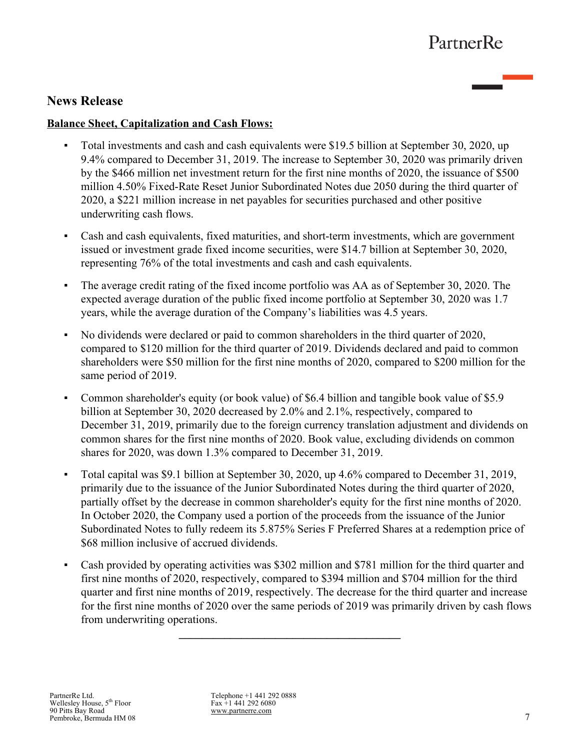## News Release

**Balance Sheet, Capitalization and Cash Flows:**

- Total investments and cash and cash equivalents were $19.5 billion at September 30, 2020, up 9.4% compared to December 31, 2019. The increase to September 30, 2020 was primarily driven by the $466 million net investment return for the first nine months of 2020, the issuance of $500 million 4.50% Fixed-Rate Reset Junior Subordinated Notes due 2050 during the third quarter of 2020, a $221 million increase in net payables for securities purchased and other positive underwriting cash flows.
- Cash and cash equivalents, fixed maturities, and short-term investments, which are government issued or investment grade fixed income securities, were $14.7 billion at September 30, 2020, representing 76% of the total investments and cash and cash equivalents.
- The average credit rating of the fixed income portfolio was AA as of September 30, 2020. The expected average duration of the public fixed income portfolio at September 30, 2020 was 1.7 years, while the average duration of the Company's liabilities was 4.5 years.
- No dividends were declared or paid to common shareholders in the third quarter of 2020, compared to $120 million for the third quarter of 2019. Dividends declared and paid to common shareholders were $50 million for the first nine months of 2020, compared to $200 million for the same period of 2019.
- Common shareholder's equity (or book value) of $6.4 billion and tangible book value of $5.9 billion at September 30, 2020 decreased by 2.0% and 2.1%, respectively, compared to December 31, 2019, primarily due to the foreign currency translation adjustment and dividends on common shares for the first nine months of 2020. Book value, excluding dividends on common shares for 2020, was down 1.3% compared to December 31, 2019.
- Total capital was $9.1 billion at September 30, 2020, up 4.6% compared to December 31, 2019, primarily due to the issuance of the Junior Subordinated Notes during the third quarter of 2020, partially offset by the decrease in common shareholder's equity for the first nine months of 2020. In October 2020, the Company used a portion of the proceeds from the issuance of the Junior Subordinated Notes to fully redeem its 5.875% Series F Preferred Shares at a redemption price of $68 million inclusive of accrued dividends.
- Cash provided by operating activities was $302 million and $781 million for the third quarter and first nine months of 2020, respectively, compared to $394 million and $704 million for the third quarter and first nine months of 2019, respectively. The decrease for the third quarter and increase for the first nine months of 2020 over the same periods of 2019 was primarily driven by cash flows from underwriting operations.

---

PartnerRe Ltd.
Wellesley House, 5th Floor
90 Pitts Bay Road
Pembroke, Bermuda HM 08

Telephone +1 441 292 0888
Fax +1 441 292 6080
www.partnerre.com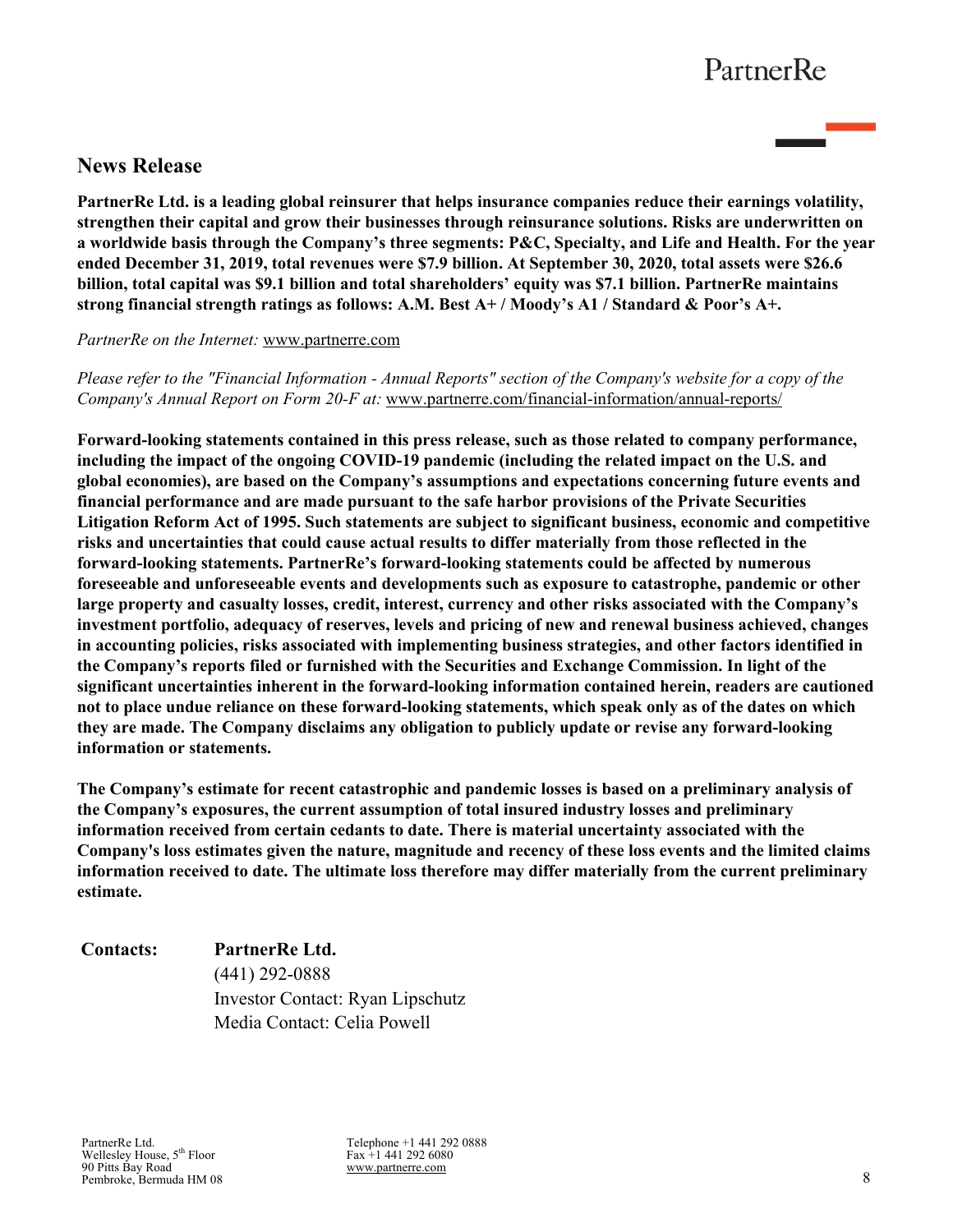## News Release

**PartnerRe Ltd. is a leading global reinsurer that helps insurance companies reduce their earnings volatility, strengthen their capital and grow their businesses through reinsurance solutions. Risks are underwritten on a worldwide basis through the Company's three segments: P&C, Specialty, and Life and Health. For the year ended December 31, 2019, total revenues were $7.9 billion. At September 30, 2020, total assets were $26.6 billion, total capital was $9.1 billion and total shareholders' equity was $7.1 billion. PartnerRe maintains strong financial strength ratings as follows: A.M. Best A+ / Moody's A1 / Standard & Poor's A+.**

*PartnerRe on the Internet:* www.partnerre.com

*Please refer to the "Financial Information - Annual Reports" section of the Company's website for a copy of the Company's Annual Report on Form 20-F at:* www.partnerre.com/financial-information/annual-reports/

**Forward-looking statements contained in this press release, such as those related to company performance, including the impact of the ongoing COVID-19 pandemic (including the related impact on the U.S. and global economies), are based on the Company's assumptions and expectations concerning future events and financial performance and are made pursuant to the safe harbor provisions of the Private Securities Litigation Reform Act of 1995. Such statements are subject to significant business, economic and competitive risks and uncertainties that could cause actual results to differ materially from those reflected in the forward-looking statements. PartnerRe's forward-looking statements could be affected by numerous foreseeable and unforeseeable events and developments such as exposure to catastrophe, pandemic or other large property and casualty losses, credit, interest, currency and other risks associated with the Company's investment portfolio, adequacy of reserves, levels and pricing of new and renewal business achieved, changes in accounting policies, risks associated with implementing business strategies, and other factors identified in the Company's reports filed or furnished with the Securities and Exchange Commission. In light of the significant uncertainties inherent in the forward-looking information contained herein, readers are cautioned not to place undue reliance on these forward-looking statements, which speak only as of the dates on which they are made. The Company disclaims any obligation to publicly update or revise any forward-looking information or statements.**

**The Company's estimate for recent catastrophic and pandemic losses is based on a preliminary analysis of the Company's exposures, the current assumption of total insured industry losses and preliminary information received from certain cedants to date. There is material uncertainty associated with the Company's loss estimates given the nature, magnitude and recency of these loss events and the limited claims information received to date. The ultimate loss therefore may differ materially from the current preliminary estimate.**

**Contacts:** **PartnerRe Ltd.**
(441) 292-0888
Investor Contact: Ryan Lipschutz
Media Contact: Celia Powell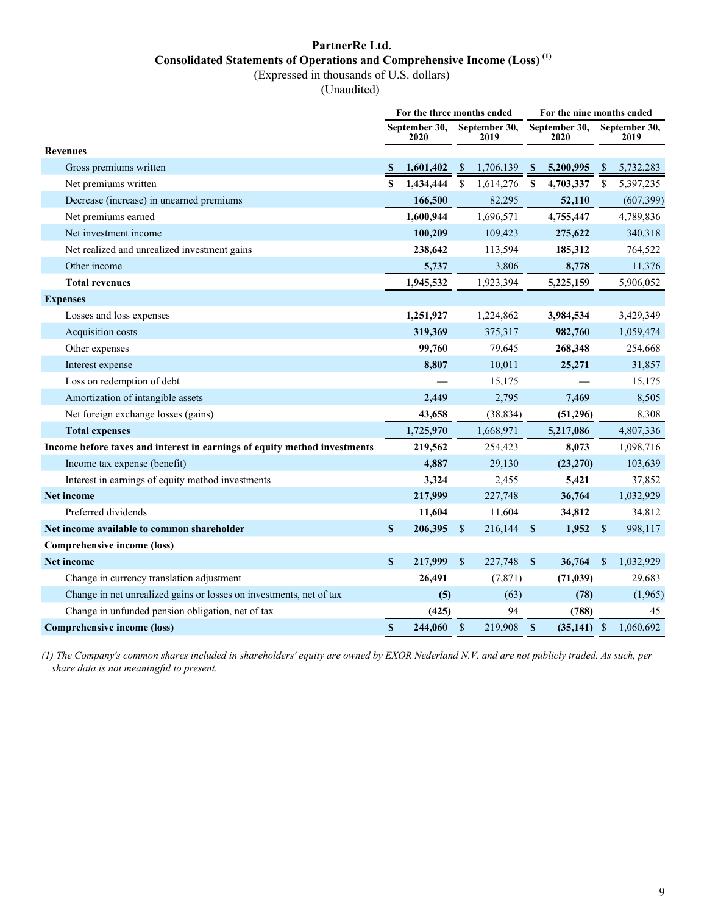# PartnerRe Ltd.

## Consolidated Statements of Operations and Comprehensive Income (Loss) [(1)]

(Expressed in thousands of U.S. dollars)

(Unaudited)

| | For the three months ended | | For the nine months ended | |
|---|---|---|---|---|
| | September 30, 2020 | September 30, 2019 | September 30, 2020 | September 30, 2019 |
| **Revenues** | | | | |
| Gross premiums written | **$ 1,601,402** | $ 1,706,139 | **$ 5,200,995** | $ 5,732,283 |
| Net premiums written | **$ 1,434,444** | $ 1,614,276 | **$ 4,703,337** | $ 5,397,235 |
| Decrease (increase) in unearned premiums | **166,500** | 82,295 | **52,110** | (607,399) |
| Net premiums earned | **1,600,944** | 1,696,571 | **4,755,447** | 4,789,836 |
| Net investment income | **100,209** | 109,423 | **275,622** | 340,318 |
| Net realized and unrealized investment gains | **238,642** | 113,594 | **185,312** | 764,522 |
| Other income | **5,737** | 3,806 | **8,778** | 11,376 |
| **Total revenues** | **1,945,532** | 1,923,394 | **5,225,159** | 5,906,052 |
| **Expenses** | | | | |
| Losses and loss expenses | **1,251,927** | 1,224,862 | **3,984,534** | 3,429,349 |
| Acquisition costs | **319,369** | 375,317 | **982,760** | 1,059,474 |
| Other expenses | **99,760** | 79,645 | **268,348** | 254,668 |
| Interest expense | **8,807** | 10,011 | **25,271** | 31,857 |
| Loss on redemption of debt | **—** | 15,175 | **—** | 15,175 |
| Amortization of intangible assets | **2,449** | 2,795 | **7,469** | 8,505 |
| Net foreign exchange losses (gains) | **43,658** | (38,834) | **(51,296)** | 8,308 |
| **Total expenses** | **1,725,970** | 1,668,971 | **5,217,086** | 4,807,336 |
| **Income before taxes and interest in earnings of equity method investments** | **219,562** | 254,423 | **8,073** | 1,098,716 |
| Income tax expense (benefit) | **4,887** | 29,130 | **(23,270)** | 103,639 |
| Interest in earnings of equity method investments | **3,324** | 2,455 | **5,421** | 37,852 |
| **Net income** | **217,999** | 227,748 | **36,764** | 1,032,929 |
| Preferred dividends | **11,604** | 11,604 | **34,812** | 34,812 |
| **Net income available to common shareholder** | **$ 206,395** | $ 216,144 | **$ 1,952** | $ 998,117 |
| **Comprehensive income (loss)** | | | | |
| **Net income** | **$ 217,999** | $ 227,748 | **$ 36,764** | $ 1,032,929 |
| Change in currency translation adjustment | **26,491** | (7,871) | **(71,039)** | 29,683 |
| Change in net unrealized gains or losses on investments, net of tax | **(5)** | (63) | **(78)** | (1,965) |
| Change in unfunded pension obligation, net of tax | **(425)** | 94 | **(788)** | 45 |
| **Comprehensive income (loss)** | **$ 244,060** | $ 219,908 | **$ (35,141)** | $ 1,060,692 |

*(1) The Company's common shares included in shareholders' equity are owned by EXOR Nederland N.V. and are not publicly traded. As such, per share data is not meaningful to present.*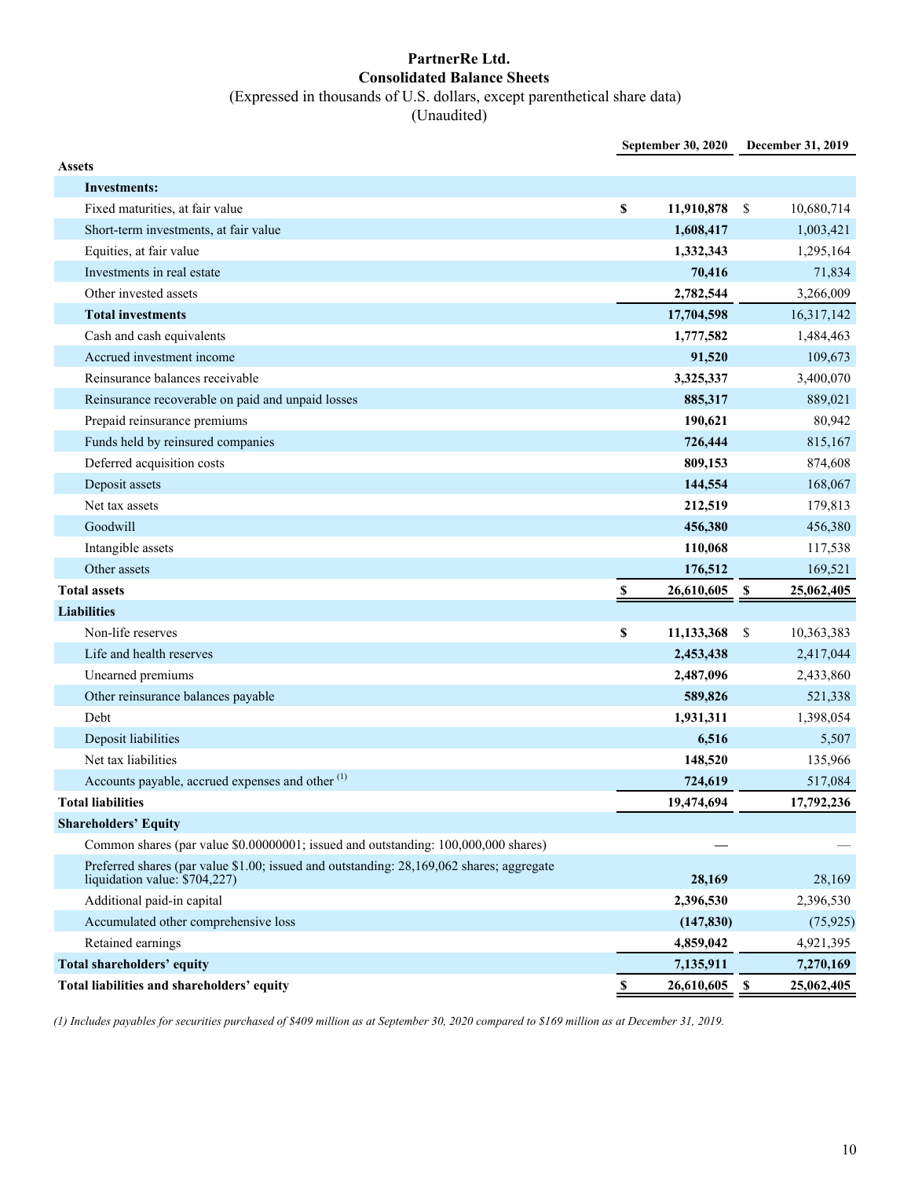# PartnerRe Ltd.
## Consolidated Balance Sheets
(Expressed in thousands of U.S. dollars, except parenthetical share data)
(Unaudited)

| | September 30, 2020 | December 31, 2019 |
|---|---|---|
| **Assets** | | |
| **Investments:** | | |
| Fixed maturities, at fair value | **$ 11,910,878** | $ 10,680,714 |
| Short-term investments, at fair value | **1,608,417** | 1,003,421 |
| Equities, at fair value | **1,332,343** | 1,295,164 |
| Investments in real estate | **70,416** | 71,834 |
| Other invested assets | **2,782,544** | 3,266,009 |
| **Total investments** | **17,704,598** | 16,317,142 |
| Cash and cash equivalents | **1,777,582** | 1,484,463 |
| Accrued investment income | **91,520** | 109,673 |
| Reinsurance balances receivable | **3,325,337** | 3,400,070 |
| Reinsurance recoverable on paid and unpaid losses | **885,317** | 889,021 |
| Prepaid reinsurance premiums | **190,621** | 80,942 |
| Funds held by reinsured companies | **726,444** | 815,167 |
| Deferred acquisition costs | **809,153** | 874,608 |
| Deposit assets | **144,554** | 168,067 |
| Net tax assets | **212,519** | 179,813 |
| Goodwill | **456,380** | 456,380 |
| Intangible assets | **110,068** | 117,538 |
| Other assets | **176,512** | 169,521 |
| **Total assets** | **$ 26,610,605** | **$ 25,062,405** |
| **Liabilities** | | |
| Non-life reserves | **$ 11,133,368** | $ 10,363,383 |
| Life and health reserves | **2,453,438** | 2,417,044 |
| Unearned premiums | **2,487,096** | 2,433,860 |
| Other reinsurance balances payable | **589,826** | 521,338 |
| Debt | **1,931,311** | 1,398,054 |
| Deposit liabilities | **6,516** | 5,507 |
| Net tax liabilities | **148,520** | 135,966 |
| Accounts payable, accrued expenses and other [(1)] | **724,619** | 517,084 |
| **Total liabilities** | **19,474,694** | **17,792,236** |
| **Shareholders' Equity** | | |
| Common shares (par value $0.00000001; issued and outstanding: 100,000,000 shares) | **—** | — |
| Preferred shares (par value $1.00; issued and outstanding: 28,169,062 shares; aggregate liquidation value: $704,227) | **28,169** | 28,169 |
| Additional paid-in capital | **2,396,530** | 2,396,530 |
| Accumulated other comprehensive loss | **(147,830)** | (75,925) |
| Retained earnings | **4,859,042** | 4,921,395 |
| **Total shareholders' equity** | **7,135,911** | **7,270,169** |
| **Total liabilities and shareholders' equity** | **$ 26,610,605** | **$ 25,062,405** |

*(1) Includes payables for securities purchased of $409 million as at September 30, 2020 compared to $169 million as at December 31, 2019.*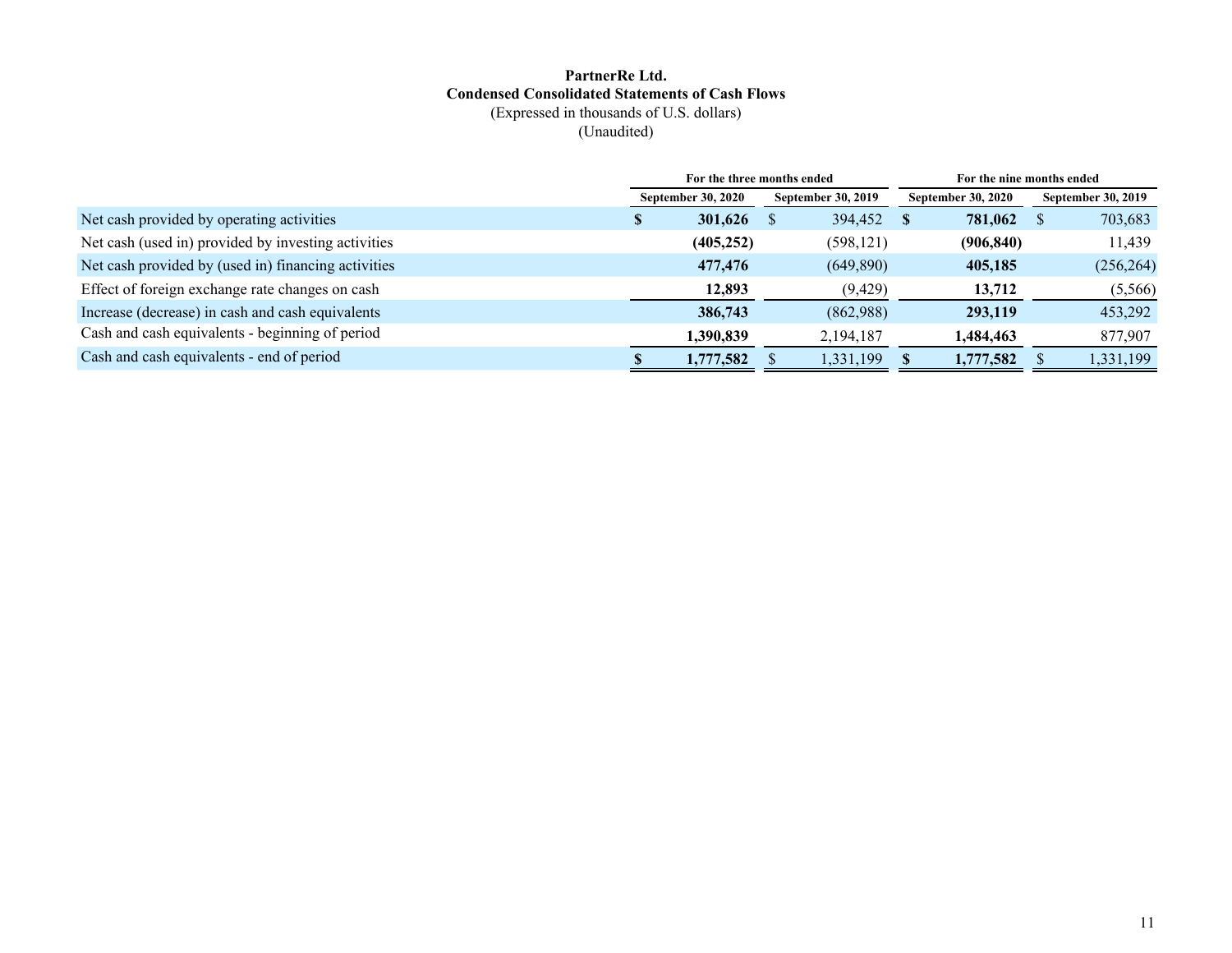# PartnerRe Ltd.
## Condensed Consolidated Statements of Cash Flows
(Expressed in thousands of U.S. dollars)
(Unaudited)

| | For the three months ended | | For the nine months ended | |
|---|---|---|---|---|
| | September 30, 2020 | September 30, 2019 | September 30, 2020 | September 30, 2019 |
| Net cash provided by operating activities | **$ 301,626** | $ 394,452 | **$ 781,062** | $ 703,683 |
| Net cash (used in) provided by investing activities | **(405,252)** | (598,121) | **(906,840)** | 11,439 |
| Net cash provided by (used in) financing activities | **477,476** | (649,890) | **405,185** | (256,264) |
| Effect of foreign exchange rate changes on cash | **12,893** | (9,429) | **13,712** | (5,566) |
| Increase (decrease) in cash and cash equivalents | **386,743** | (862,988) | **293,119** | 453,292 |
| Cash and cash equivalents - beginning of period | **1,390,839** | 2,194,187 | **1,484,463** | 877,907 |
| Cash and cash equivalents - end of period | **$ 1,777,582** | $ 1,331,199 | **$ 1,777,582** | $ 1,331,199 |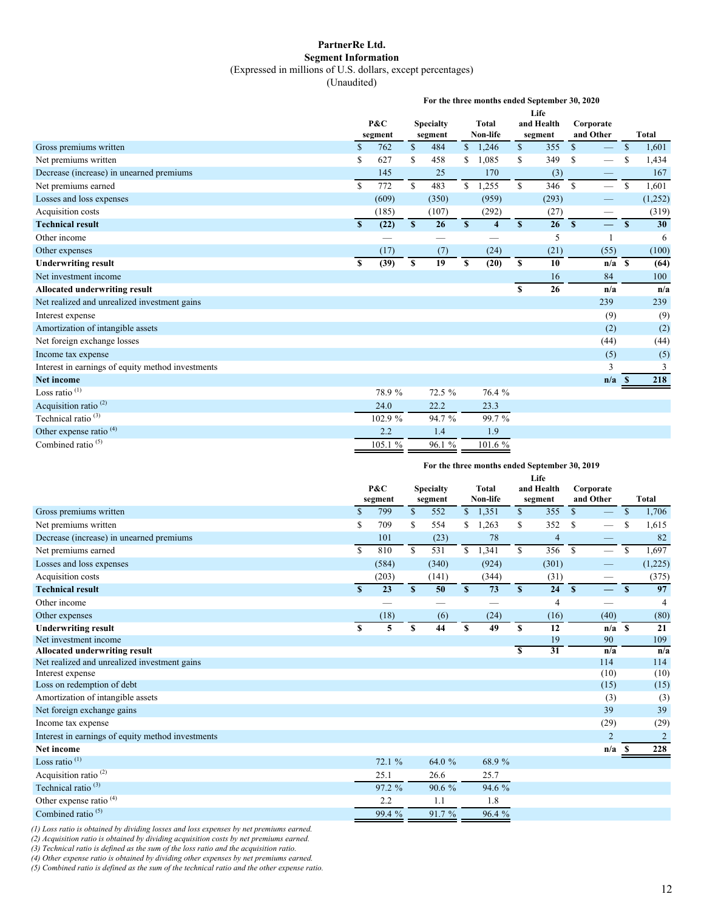# PartnerRe Ltd.
## Segment Information
(Expressed in millions of U.S. dollars, except percentages)
(Unaudited)

| | For the three months ended September 30, 2020 | | | | | |
|---|---|---|---|---|---|---|
| | P&C segment | Specialty segment | Total Non-life | Life and Health segment | Corporate and Other | Total |
| Gross premiums written | $ 762 | $ 484 | $ 1,246 | $ 355 | $ — | $ 1,601 |
| Net premiums written | $ 627 | $ 458 | $ 1,085 | $ 349 | $ — | $ 1,434 |
| Decrease (increase) in unearned premiums | 145 | 25 | 170 | (3) | — | 167 |
| Net premiums earned | $ 772 | $ 483 | $ 1,255 | $ 346 | $ — | $ 1,601 |
| Losses and loss expenses | (609) | (350) | (959) | (293) | — | (1,252) |
| Acquisition costs | (185) | (107) | (292) | (27) | — | (319) |
| **Technical result** | **$ (22)** | **$ 26** | **$ 4** | **$ 26** | **$ —** | **$ 30** |
| Other income | — | — | — | 5 | 1 | 6 |
| Other expenses | (17) | (7) | (24) | (21) | (55) | (100) |
| **Underwriting result** | **$ (39)** | **$ 19** | **$ (20)** | **$ 10** | **n/a** | **$ (64)** |
| Net investment income | | | | 16 | 84 | 100 |
| **Allocated underwriting result** | | | | **$ 26** | **n/a** | **n/a** |
| Net realized and unrealized investment gains | | | | | 239 | 239 |
| Interest expense | | | | | (9) | (9) |
| Amortization of intangible assets | | | | | (2) | (2) |
| Net foreign exchange losses | | | | | (44) | (44) |
| Income tax expense | | | | | (5) | (5) |
| Interest in earnings of equity method investments | | | | | 3 | 3 |
| **Net income** | | | | | **n/a** | **$ 218** |
| Loss ratio [(1)] | 78.9 % | 72.5 % | 76.4 % | | | |
| Acquisition ratio [(2)] | 24.0 | 22.2 | 23.3 | | | |
| Technical ratio [(3)] | 102.9 % | 94.7 % | 99.7 % | | | |
| Other expense ratio [(4)] | 2.2 | 1.4 | 1.9 | | | |
| Combined ratio [(5)] | 105.1 % | 96.1 % | 101.6 % | | | |

| | For the three months ended September 30, 2019 | | | | | |
|---|---|---|---|---|---|---|
| | P&C segment | Specialty segment | Total Non-life | Life and Health segment | Corporate and Other | Total |
| Gross premiums written | $ 799 | $ 552 | $ 1,351 | $ 355 | $ — | $ 1,706 |
| Net premiums written | $ 709 | $ 554 | $ 1,263 | $ 352 | $ — | $ 1,615 |
| Decrease (increase) in unearned premiums | 101 | (23) | 78 | 4 | — | 82 |
| Net premiums earned | $ 810 | $ 531 | $ 1,341 | $ 356 | $ — | $ 1,697 |
| Losses and loss expenses | (584) | (340) | (924) | (301) | — | (1,225) |
| Acquisition costs | (203) | (141) | (344) | (31) | — | (375) |
| **Technical result** | **$ 23** | **$ 50** | **$ 73** | **$ 24** | **$ —** | **$ 97** |
| Other income | — | — | — | 4 | — | 4 |
| Other expenses | (18) | (6) | (24) | (16) | (40) | (80) |
| **Underwriting result** | **$ 5** | **$ 44** | **$ 49** | **$ 12** | **n/a** | **$ 21** |
| Net investment income | | | | 19 | 90 | 109 |
| **Allocated underwriting result** | | | | **$ 31** | **n/a** | **n/a** |
| Net realized and unrealized investment gains | | | | | 114 | 114 |
| Interest expense | | | | | (10) | (10) |
| Loss on redemption of debt | | | | | (15) | (15) |
| Amortization of intangible assets | | | | | (3) | (3) |
| Net foreign exchange gains | | | | | 39 | 39 |
| Income tax expense | | | | | (29) | (29) |
| Interest in earnings of equity method investments | | | | | 2 | 2 |
| **Net income** | | | | | **n/a** | **$ 228** |
| Loss ratio [(1)] | 72.1 % | 64.0 % | 68.9 % | | | |
| Acquisition ratio [(2)] | 25.1 | 26.6 | 25.7 | | | |
| Technical ratio [(3)] | 97.2 % | 90.6 % | 94.6 % | | | |
| Other expense ratio [(4)] | 2.2 | 1.1 | 1.8 | | | |
| Combined ratio [(5)] | 99.4 % | 91.7 % | 96.4 % | | | |

*(1) Loss ratio is obtained by dividing losses and loss expenses by net premiums earned.*
*(2) Acquisition ratio is obtained by dividing acquisition costs by net premiums earned.*
*(3) Technical ratio is defined as the sum of the loss ratio and the acquisition ratio.*
*(4) Other expense ratio is obtained by dividing other expenses by net premiums earned.*
*(5) Combined ratio is defined as the sum of the technical ratio and the other expense ratio.*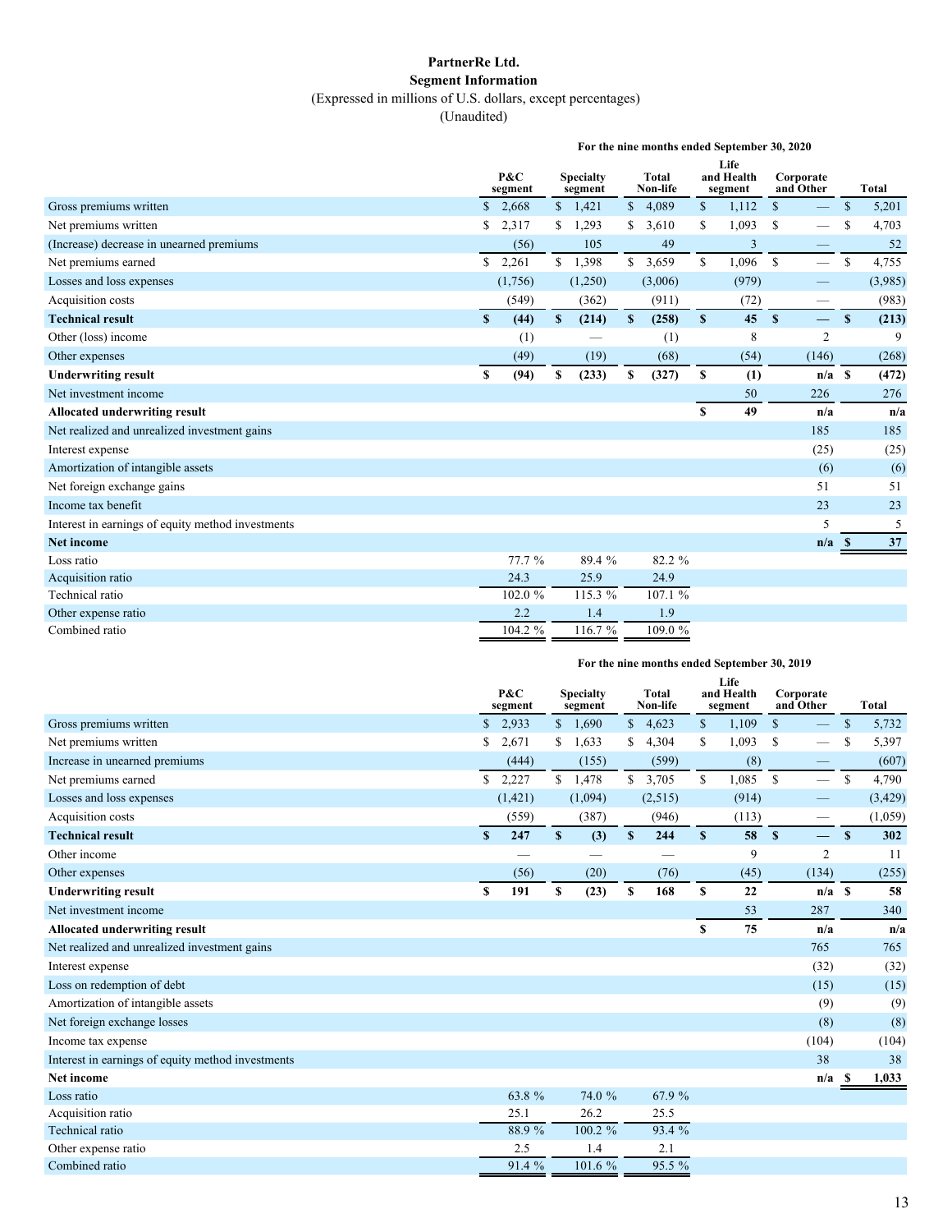# PartnerRe Ltd.
## Segment Information
(Expressed in millions of U.S. dollars, except percentages)
(Unaudited)

| | For the nine months ended September 30, 2020 | | | | | |
|---|---|---|---|---|---|---|
| | P&C segment | Specialty segment | Total Non-life | Life and Health segment | Corporate and Other | Total |
| Gross premiums written | $ 2,668 | $ 1,421 | $ 4,089 | $ 1,112 | $ — | $ 5,201 |
| Net premiums written | $ 2,317 | $ 1,293 | $ 3,610 | $ 1,093 | $ — | $ 4,703 |
| (Increase) decrease in unearned premiums | (56) | 105 | 49 | 3 | — | 52 |
| Net premiums earned | $ 2,261 | $ 1,398 | $ 3,659 | $ 1,096 | $ — | $ 4,755 |
| Losses and loss expenses | (1,756) | (1,250) | (3,006) | (979) | — | (3,985) |
| Acquisition costs | (549) | (362) | (911) | (72) | — | (983) |
| **Technical result** | **$ (44)** | **$ (214)** | **$ (258)** | **$ 45** | **$ —** | **$ (213)** |
| Other (loss) income | (1) | — | (1) | 8 | 2 | 9 |
| Other expenses | (49) | (19) | (68) | (54) | (146) | (268) |
| **Underwriting result** | **$ (94)** | **$ (233)** | **$ (327)** | **$ (1)** | **n/a** | **$ (472)** |
| Net investment income | | | | 50 | 226 | 276 |
| **Allocated underwriting result** | | | | **$ 49** | **n/a** | **n/a** |
| Net realized and unrealized investment gains | | | | | 185 | 185 |
| Interest expense | | | | | (25) | (25) |
| Amortization of intangible assets | | | | | (6) | (6) |
| Net foreign exchange gains | | | | | 51 | 51 |
| Income tax benefit | | | | | 23 | 23 |
| Interest in earnings of equity method investments | | | | | 5 | 5 |
| **Net income** | | | | | **n/a** | **$ 37** |
| Loss ratio | 77.7 % | 89.4 % | 82.2 % | | | |
| Acquisition ratio | 24.3 | 25.9 | 24.9 | | | |
| Technical ratio | 102.0 % | 115.3 % | 107.1 % | | | |
| Other expense ratio | 2.2 | 1.4 | 1.9 | | | |
| Combined ratio | 104.2 % | 116.7 % | 109.0 % | | | |

| | For the nine months ended September 30, 2019 | | | | | |
|---|---|---|---|---|---|---|
| | P&C segment | Specialty segment | Total Non-life | Life and Health segment | Corporate and Other | Total |
| Gross premiums written | $ 2,933 | $ 1,690 | $ 4,623 | $ 1,109 | $ — | $ 5,732 |
| Net premiums written | $ 2,671 | $ 1,633 | $ 4,304 | $ 1,093 | $ — | $ 5,397 |
| Increase in unearned premiums | (444) | (155) | (599) | (8) | — | (607) |
| Net premiums earned | $ 2,227 | $ 1,478 | $ 3,705 | $ 1,085 | $ — | $ 4,790 |
| Losses and loss expenses | (1,421) | (1,094) | (2,515) | (914) | — | (3,429) |
| Acquisition costs | (559) | (387) | (946) | (113) | — | (1,059) |
| **Technical result** | **$ 247** | **$ (3)** | **$ 244** | **$ 58** | **$ —** | **$ 302** |
| Other income | — | — | — | 9 | 2 | 11 |
| Other expenses | (56) | (20) | (76) | (45) | (134) | (255) |
| **Underwriting result** | **$ 191** | **$ (23)** | **$ 168** | **$ 22** | **n/a** | **$ 58** |
| Net investment income | | | | 53 | 287 | 340 |
| **Allocated underwriting result** | | | | **$ 75** | **n/a** | **n/a** |
| Net realized and unrealized investment gains | | | | | 765 | 765 |
| Interest expense | | | | | (32) | (32) |
| Loss on redemption of debt | | | | | (15) | (15) |
| Amortization of intangible assets | | | | | (9) | (9) |
| Net foreign exchange losses | | | | | (8) | (8) |
| Income tax expense | | | | | (104) | (104) |
| Interest in earnings of equity method investments | | | | | 38 | 38 |
| **Net income** | | | | | **n/a** | **$ 1,033** |
| Loss ratio | 63.8 % | 74.0 % | 67.9 % | | | |
| Acquisition ratio | 25.1 | 26.2 | 25.5 | | | |
| Technical ratio | 88.9 % | 100.2 % | 93.4 % | | | |
| Other expense ratio | 2.5 | 1.4 | 2.1 | | | |
| Combined ratio | 91.4 % | 101.6 % | 95.5 % | | | |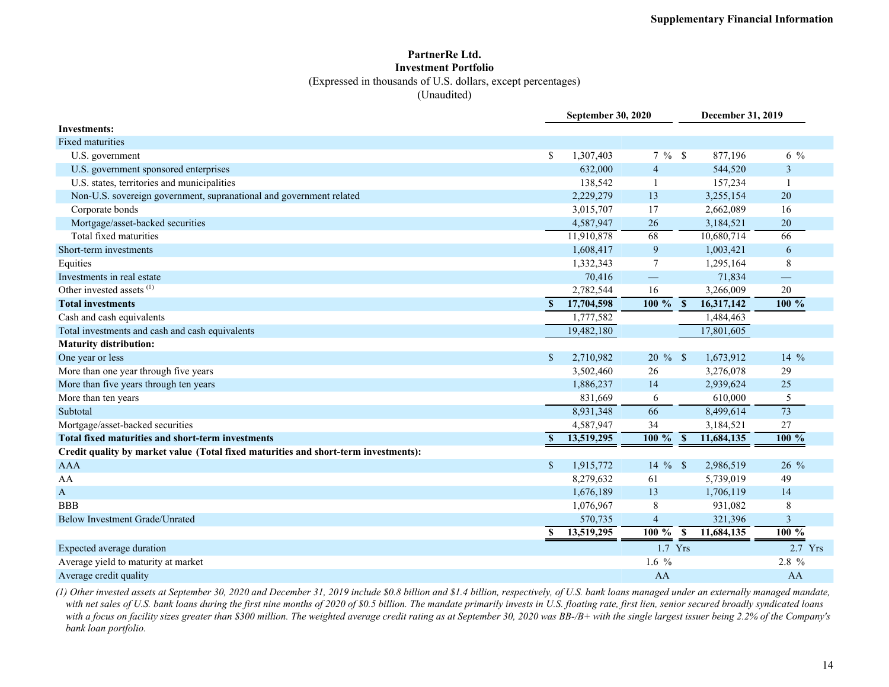**Supplementary Financial Information**

# PartnerRe Ltd.
## Investment Portfolio
(Expressed in thousands of U.S. dollars, except percentages)
(Unaudited)

| | September 30, 2020 | | December 31, 2019 | |
|---|---|---|---|---|
| **Investments:** | | | | |
| Fixed maturities | | | | |
| U.S. government | $ 1,307,403 | 7 % | $ 877,196 | 6 % |
| U.S. government sponsored enterprises | 632,000 | 4 | 544,520 | 3 |
| U.S. states, territories and municipalities | 138,542 | 1 | 157,234 | 1 |
| Non-U.S. sovereign government, supranational and government related | 2,229,279 | 13 | 3,255,154 | 20 |
| Corporate bonds | 3,015,707 | 17 | 2,662,089 | 16 |
| Mortgage/asset-backed securities | 4,587,947 | 26 | 3,184,521 | 20 |
| Total fixed maturities | 11,910,878 | 68 | 10,680,714 | 66 |
| Short-term investments | 1,608,417 | 9 | 1,003,421 | 6 |
| Equities | 1,332,343 | 7 | 1,295,164 | 8 |
| Investments in real estate | 70,416 | — | 71,834 | — |
| Other invested assets (1) | 2,782,544 | 16 | 3,266,009 | 20 |
| **Total investments** | **$ 17,704,598** | **100 %** | **$ 16,317,142** | **100 %** |
| Cash and cash equivalents | 1,777,582 | | 1,484,463 | |
| Total investments and cash and cash equivalents | 19,482,180 | | 17,801,605 | |
| **Maturity distribution:** | | | | |
| One year or less | $ 2,710,982 | 20 % | $ 1,673,912 | 14 % |
| More than one year through five years | 3,502,460 | 26 | 3,276,078 | 29 |
| More than five years through ten years | 1,886,237 | 14 | 2,939,624 | 25 |
| More than ten years | 831,669 | 6 | 610,000 | 5 |
| Subtotal | 8,931,348 | 66 | 8,499,614 | 73 |
| Mortgage/asset-backed securities | 4,587,947 | 34 | 3,184,521 | 27 |
| **Total fixed maturities and short-term investments** | **$ 13,519,295** | **100 %** | **$ 11,684,135** | **100 %** |
| **Credit quality by market value (Total fixed maturities and short-term investments):** | | | | |
| AAA | $ 1,915,772 | 14 % | $ 2,986,519 | 26 % |
| AA | 8,279,632 | 61 | 5,739,019 | 49 |
| A | 1,676,189 | 13 | 1,706,119 | 14 |
| BBB | 1,076,967 | 8 | 931,082 | 8 |
| Below Investment Grade/Unrated | 570,735 | 4 | 321,396 | 3 |
| | **$ 13,519,295** | **100 %** | **$ 11,684,135** | **100 %** |
| Expected average duration | | 1.7 Yrs | | 2.7 Yrs |
| Average yield to maturity at market | | 1.6 % | | 2.8 % |
| Average credit quality | | AA | | AA |

*(1) Other invested assets at September 30, 2020 and December 31, 2019 include $0.8 billion and $1.4 billion, respectively, of U.S. bank loans managed under an externally managed mandate, with net sales of U.S. bank loans during the first nine months of 2020 of $0.5 billion. The mandate primarily invests in U.S. floating rate, first lien, senior secured broadly syndicated loans with a focus on facility sizes greater than $300 million. The weighted average credit rating as at September 30, 2020 was BB-/B+ with the single largest issuer being 2.2% of the Company's bank loan portfolio.*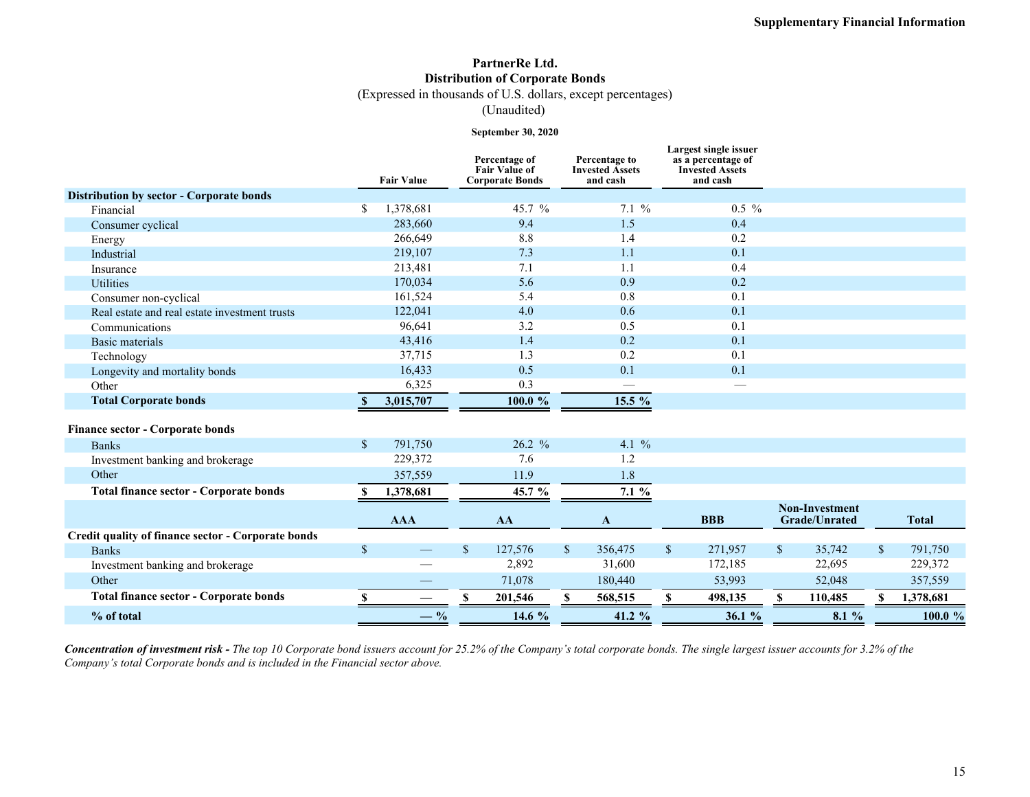# PartnerRe Ltd.
## Distribution of Corporate Bonds
(Expressed in thousands of U.S. dollars, except percentages)
(Unaudited)

**September 30, 2020**

| | Fair Value | Percentage of Fair Value of Corporate Bonds | Percentage to Invested Assets and cash | Largest single issuer as a percentage of Invested Assets and cash |
|---|---|---|---|---|
| **Distribution by sector - Corporate bonds** | | | | |
| Financial | $ 1,378,681 | 45.7 % | 7.1 % | 0.5 % |
| Consumer cyclical | 283,660 | 9.4 | 1.5 | 0.4 |
| Energy | 266,649 | 8.8 | 1.4 | 0.2 |
| Industrial | 219,107 | 7.3 | 1.1 | 0.1 |
| Insurance | 213,481 | 7.1 | 1.1 | 0.4 |
| Utilities | 170,034 | 5.6 | 0.9 | 0.2 |
| Consumer non-cyclical | 161,524 | 5.4 | 0.8 | 0.1 |
| Real estate and real estate investment trusts | 122,041 | 4.0 | 0.6 | 0.1 |
| Communications | 96,641 | 3.2 | 0.5 | 0.1 |
| Basic materials | 43,416 | 1.4 | 0.2 | 0.1 |
| Technology | 37,715 | 1.3 | 0.2 | 0.1 |
| Longevity and mortality bonds | 16,433 | 0.5 | 0.1 | 0.1 |
| Other | 6,325 | 0.3 | — | — |
| **Total Corporate bonds** | **$ 3,015,707** | **100.0 %** | **15.5 %** | |
| | | | | |
| **Finance sector - Corporate bonds** | | | | |
| Banks | $ 791,750 | 26.2 % | 4.1 % | |
| Investment banking and brokerage | 229,372 | 7.6 | 1.2 | |
| Other | 357,559 | 11.9 | 1.8 | |
| **Total finance sector - Corporate bonds** | **$ 1,378,681** | **45.7 %** | **7.1 %** | |

| | AAA | AA | A | BBB | Non-Investment Grade/Unrated | Total |
|---|---|---|---|---|---|---|
| **Credit quality of finance sector - Corporate bonds** | | | | | | |
| Banks | $ — | $ 127,576 | $ 356,475 | $ 271,957 | $ 35,742 | $ 791,750 |
| Investment banking and brokerage | — | 2,892 | 31,600 | 172,185 | 22,695 | 229,372 |
| Other | — | 71,078 | 180,440 | 53,993 | 52,048 | 357,559 |
| **Total finance sector - Corporate bonds** | **$ —** | **$ 201,546** | **$ 568,515** | **$ 498,135** | **$ 110,485** | **$ 1,378,681** |
| **% of total** | **— %** | **14.6 %** | **41.2 %** | **36.1 %** | **8.1 %** | **100.0 %** |

***Concentration of investment risk -*** *The top 10 Corporate bond issuers account for 25.2% of the Company's total corporate bonds. The single largest issuer accounts for 3.2% of the Company's total Corporate bonds and is included in the Financial sector above.*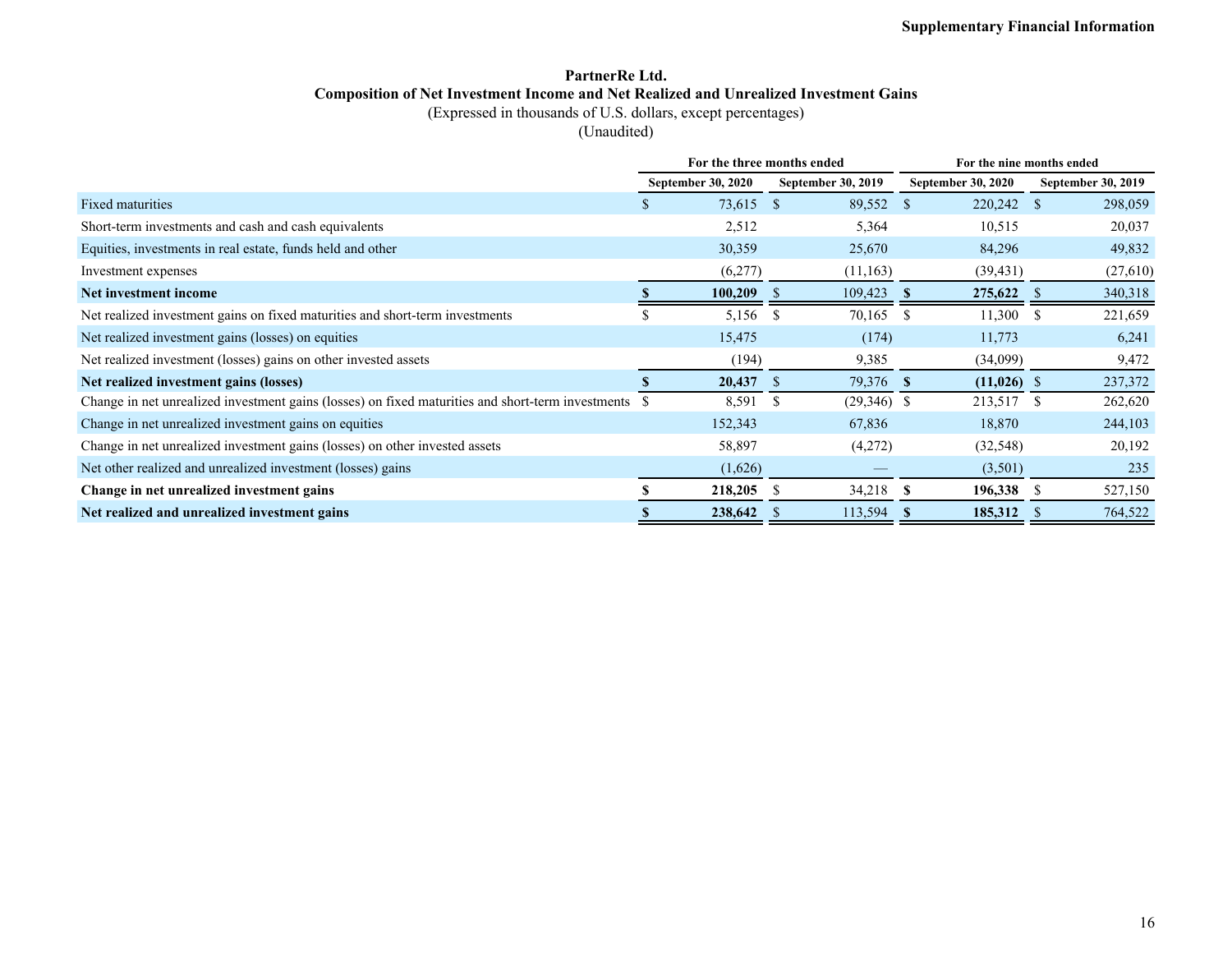**Supplementary Financial Information**

# PartnerRe Ltd.

## Composition of Net Investment Income and Net Realized and Unrealized Investment Gains

(Expressed in thousands of U.S. dollars, except percentages)

(Unaudited)

| | For the three months ended | | For the nine months ended | |
|---|---|---|---|---|
| | September 30, 2020 | September 30, 2019 | September 30, 2020 | September 30, 2019 |
| Fixed maturities | $ 73,615 | $ 89,552 | $ 220,242 | $ 298,059 |
| Short-term investments and cash and cash equivalents | 2,512 | 5,364 | 10,515 | 20,037 |
| Equities, investments in real estate, funds held and other | 30,359 | 25,670 | 84,296 | 49,832 |
| Investment expenses | (6,277) | (11,163) | (39,431) | (27,610) |
| **Net investment income** | **$ 100,209** | $ 109,423 | **$ 275,622** | $ 340,318 |
| Net realized investment gains on fixed maturities and short-term investments | $ 5,156 | $ 70,165 | $ 11,300 | $ 221,659 |
| Net realized investment gains (losses) on equities | 15,475 | (174) | 11,773 | 6,241 |
| Net realized investment (losses) gains on other invested assets | (194) | 9,385 | (34,099) | 9,472 |
| **Net realized investment gains (losses)** | **$ 20,437** | $ 79,376 | **$ (11,026)** | $ 237,372 |
| Change in net unrealized investment gains (losses) on fixed maturities and short-term investments | $ 8,591 | $ (29,346) | $ 213,517 | $ 262,620 |
| Change in net unrealized investment gains on equities | 152,343 | 67,836 | 18,870 | 244,103 |
| Change in net unrealized investment gains (losses) on other invested assets | 58,897 | (4,272) | (32,548) | 20,192 |
| Net other realized and unrealized investment (losses) gains | (1,626) | — | (3,501) | 235 |
| **Change in net unrealized investment gains** | **$ 218,205** | $ 34,218 | **$ 196,338** | $ 527,150 |
| **Net realized and unrealized investment gains** | **$ 238,642** | $ 113,594 | **$ 185,312** | $ 764,522 |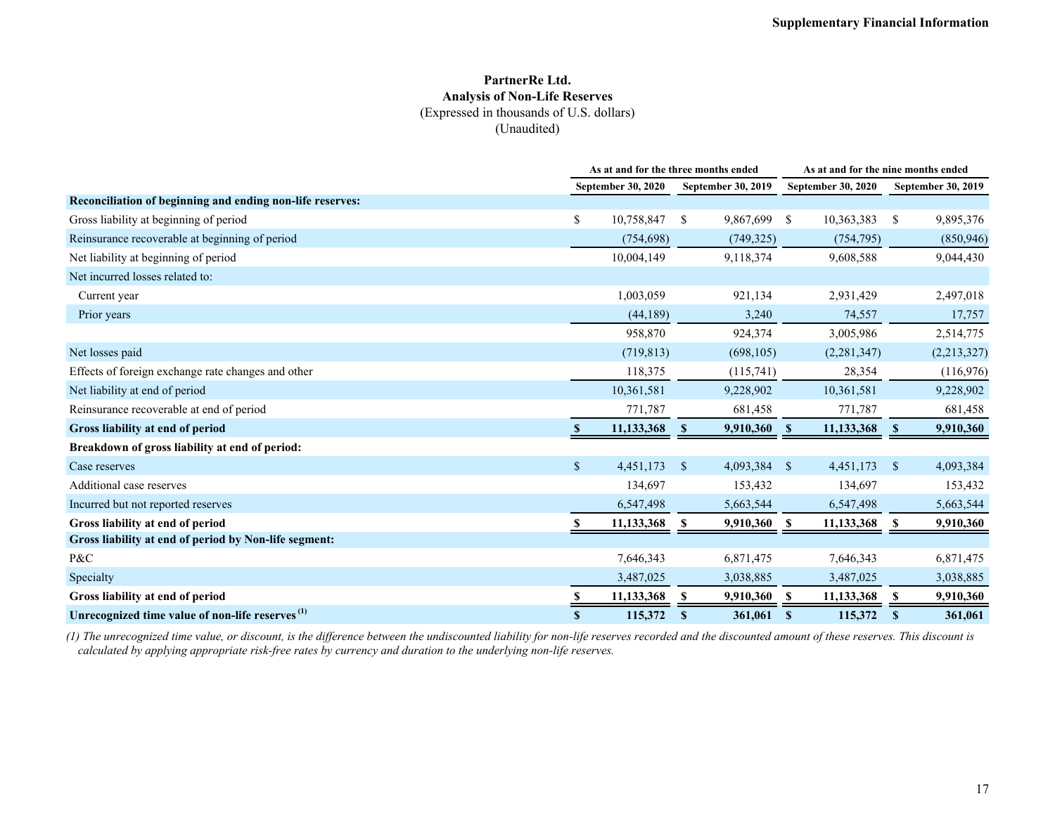# PartnerRe Ltd.
## Analysis of Non-Life Reserves
(Expressed in thousands of U.S. dollars)
(Unaudited)

| | As at and for the three months ended | | As at and for the nine months ended | |
|---|---|---|---|---|
| | September 30, 2020 | September 30, 2019 | September 30, 2020 | September 30, 2019 |
| **Reconciliation of beginning and ending non-life reserves:** | | | | |
| Gross liability at beginning of period | $ 10,758,847 | $ 9,867,699 | $ 10,363,383 | $ 9,895,376 |
| Reinsurance recoverable at beginning of period | (754,698) | (749,325) | (754,795) | (850,946) |
| Net liability at beginning of period | 10,004,149 | 9,118,374 | 9,608,588 | 9,044,430 |
| Net incurred losses related to: | | | | |
| Current year | 1,003,059 | 921,134 | 2,931,429 | 2,497,018 |
| Prior years | (44,189) | 3,240 | 74,557 | 17,757 |
| | 958,870 | 924,374 | 3,005,986 | 2,514,775 |
| Net losses paid | (719,813) | (698,105) | (2,281,347) | (2,213,327) |
| Effects of foreign exchange rate changes and other | 118,375 | (115,741) | 28,354 | (116,976) |
| Net liability at end of period | 10,361,581 | 9,228,902 | 10,361,581 | 9,228,902 |
| Reinsurance recoverable at end of period | 771,787 | 681,458 | 771,787 | 681,458 |
| **Gross liability at end of period** | **$ 11,133,368** | **$ 9,910,360** | **$ 11,133,368** | **$ 9,910,360** |
| **Breakdown of gross liability at end of period:** | | | | |
| Case reserves | $ 4,451,173 | $ 4,093,384 | $ 4,451,173 | $ 4,093,384 |
| Additional case reserves | 134,697 | 153,432 | 134,697 | 153,432 |
| Incurred but not reported reserves | 6,547,498 | 5,663,544 | 6,547,498 | 5,663,544 |
| **Gross liability at end of period** | **$ 11,133,368** | **$ 9,910,360** | **$ 11,133,368** | **$ 9,910,360** |
| **Gross liability at end of period by Non-life segment:** | | | | |
| P&C | 7,646,343 | 6,871,475 | 7,646,343 | 6,871,475 |
| Specialty | 3,487,025 | 3,038,885 | 3,487,025 | 3,038,885 |
| **Gross liability at end of period** | **$ 11,133,368** | **$ 9,910,360** | **$ 11,133,368** | **$ 9,910,360** |
| **Unrecognized time value of non-life reserves [1]** | **$ 115,372** | **$ 361,061** | **$ 115,372** | **$ 361,061** |

*(1) The unrecognized time value, or discount, is the difference between the undiscounted liability for non-life reserves recorded and the discounted amount of these reserves. This discount is calculated by applying appropriate risk-free rates by currency and duration to the underlying non-life reserves.*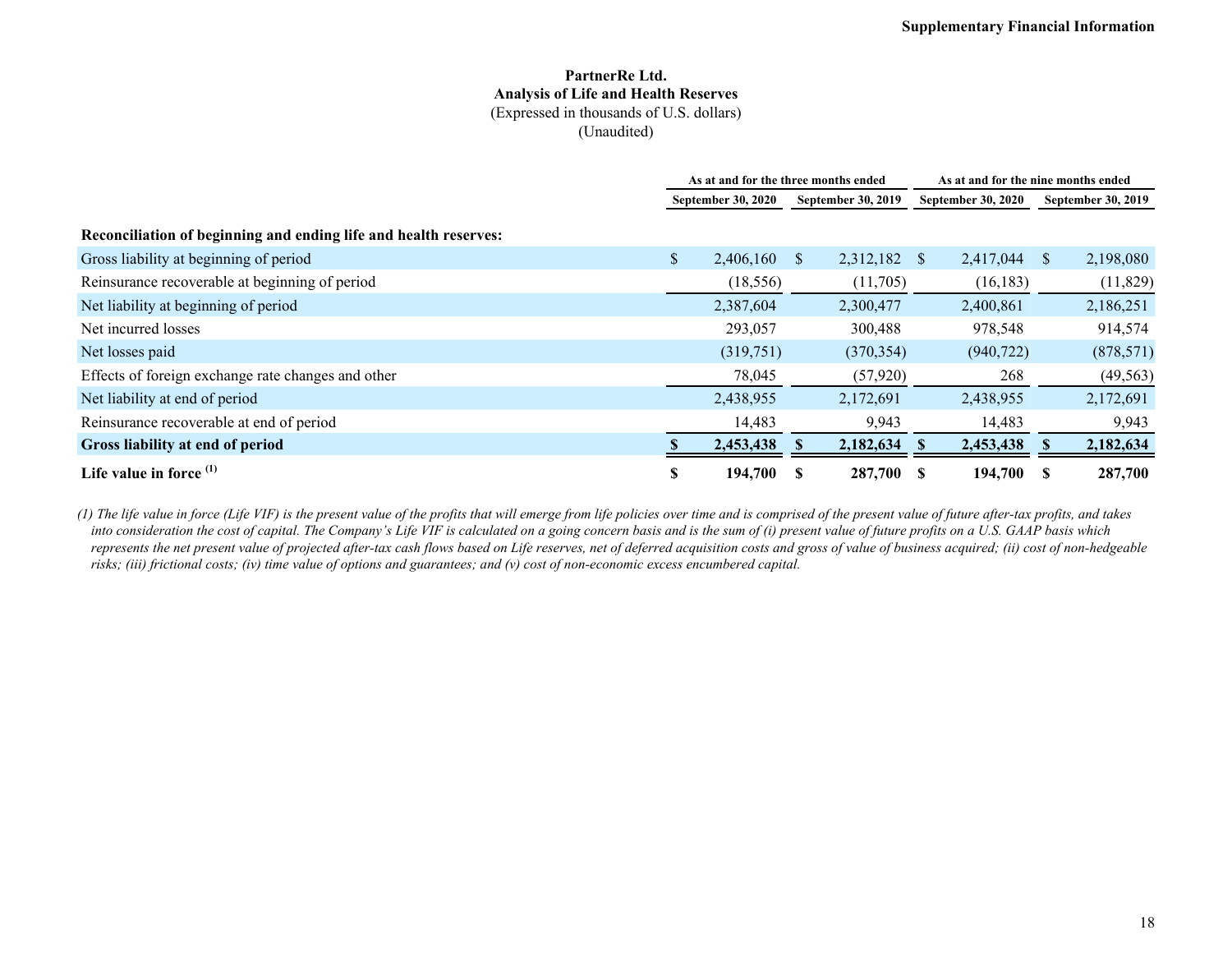**Supplementary Financial Information**

# PartnerRe Ltd.
## Analysis of Life and Health Reserves
(Expressed in thousands of U.S. dollars)
(Unaudited)

| | As at and for the three months ended | | As at and for the nine months ended | |
|---|---|---|---|---|
| | September 30, 2020 | September 30, 2019 | September 30, 2020 | September 30, 2019 |
| **Reconciliation of beginning and ending life and health reserves:** | | | | |
| Gross liability at beginning of period | $ 2,406,160 | $ 2,312,182 | $ 2,417,044 | $ 2,198,080 |
| Reinsurance recoverable at beginning of period | (18,556) | (11,705) | (16,183) | (11,829) |
| Net liability at beginning of period | 2,387,604 | 2,300,477 | 2,400,861 | 2,186,251 |
| Net incurred losses | 293,057 | 300,488 | 978,548 | 914,574 |
| Net losses paid | (319,751) | (370,354) | (940,722) | (878,571) |
| Effects of foreign exchange rate changes and other | 78,045 | (57,920) | 268 | (49,563) |
| Net liability at end of period | 2,438,955 | 2,172,691 | 2,438,955 | 2,172,691 |
| Reinsurance recoverable at end of period | 14,483 | 9,943 | 14,483 | 9,943 |
| **Gross liability at end of period** | **$ 2,453,438** | **$ 2,182,634** | **$ 2,453,438** | **$ 2,182,634** |
| **Life value in force [(1)]** | **$ 194,700** | **$ 287,700** | **$ 194,700** | **$ 287,700** |

*(1) The life value in force (Life VIF) is the present value of the profits that will emerge from life policies over time and is comprised of the present value of future after-tax profits, and takes into consideration the cost of capital. The Company's Life VIF is calculated on a going concern basis and is the sum of (i) present value of future profits on a U.S. GAAP basis which represents the net present value of projected after-tax cash flows based on Life reserves, net of deferred acquisition costs and gross of value of business acquired; (ii) cost of non-hedgeable risks; (iii) frictional costs; (iv) time value of options and guarantees; and (v) cost of non-economic excess encumbered capital.*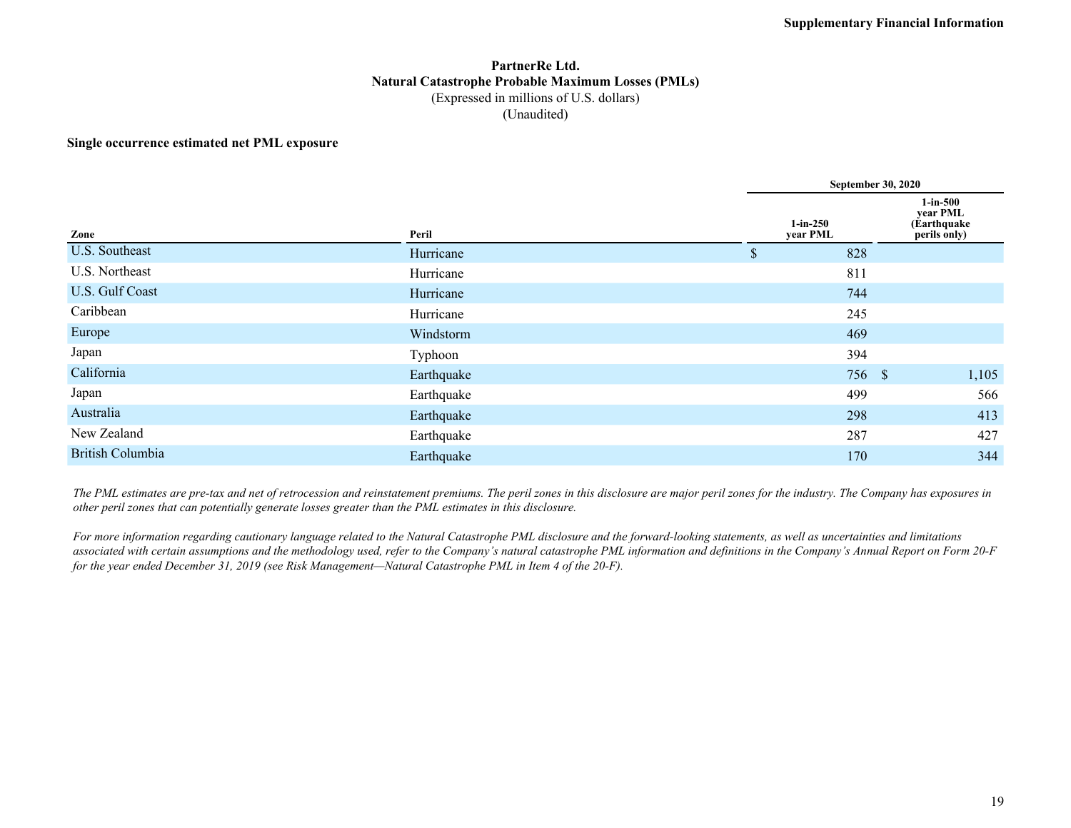**Supplementary Financial Information**

# PartnerRe Ltd.
## Natural Catastrophe Probable Maximum Losses (PMLs)
(Expressed in millions of U.S. dollars)
(Unaudited)

**Single occurrence estimated net PML exposure**

| | | September 30, 2020 | |
|---|---|---|---|
| **Zone** | **Peril** | **1-in-250 year PML** | **1-in-500 year PML (Earthquake perils only)** |
| U.S. Southeast | Hurricane | $ 828 | |
| U.S. Northeast | Hurricane | 811 | |
| U.S. Gulf Coast | Hurricane | 744 | |
| Caribbean | Hurricane | 245 | |
| Europe | Windstorm | 469 | |
| Japan | Typhoon | 394 | |
| California | Earthquake | 756 | $ 1,105 |
| Japan | Earthquake | 499 | 566 |
| Australia | Earthquake | 298 | 413 |
| New Zealand | Earthquake | 287 | 427 |
| British Columbia | Earthquake | 170 | 344 |

*The PML estimates are pre-tax and net of retrocession and reinstatement premiums. The peril zones in this disclosure are major peril zones for the industry. The Company has exposures in other peril zones that can potentially generate losses greater than the PML estimates in this disclosure.*

*For more information regarding cautionary language related to the Natural Catastrophe PML disclosure and the forward-looking statements, as well as uncertainties and limitations associated with certain assumptions and the methodology used, refer to the Company's natural catastrophe PML information and definitions in the Company's Annual Report on Form 20-F for the year ended December 31, 2019 (see Risk Management—Natural Catastrophe PML in Item 4 of the 20-F).*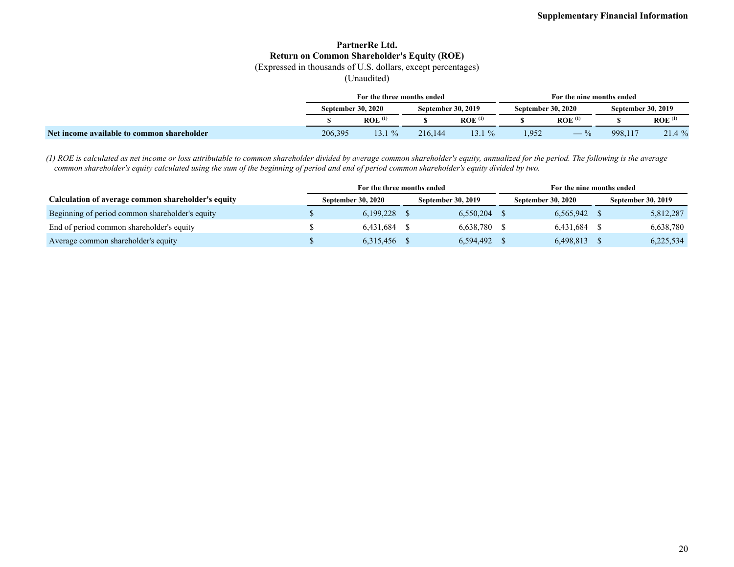# PartnerRe Ltd.

## Return on Common Shareholder's Equity (ROE)

(Expressed in thousands of U.S. dollars, except percentages)

(Unaudited)

| | For the three months ended | | | | For the nine months ended | | | |
|---|---|---|---|---|---|---|---|---|
| | September 30, 2020 | | September 30, 2019 | | September 30, 2020 | | September 30, 2019 | |
| | $ | ROE (1) | $ | ROE (1) | $ | ROE (1) | $ | ROE (1) |
| **Net income available to common shareholder** | 206,395 | 13.1 % | 216,144 | 13.1 % | 1,952 | — % | 998,117 | 21.4 % |

*(1) ROE is calculated as net income or loss attributable to common shareholder divided by average common shareholder's equity, annualized for the period. The following is the average common shareholder's equity calculated using the sum of the beginning of period and end of period common shareholder's equity divided by two.*

| | For the three months ended | | For the nine months ended | |
|---|---|---|---|---|
| **Calculation of average common shareholder's equity** | September 30, 2020 | September 30, 2019 | September 30, 2020 | September 30, 2019 |
| Beginning of period common shareholder's equity | $ 6,199,228 | $ 6,550,204 | $ 6,565,942 | $ 5,812,287 |
| End of period common shareholder's equity | $ 6,431,684 | $ 6,638,780 | $ 6,431,684 | $ 6,638,780 |
| Average common shareholder's equity | $ 6,315,456 | $ 6,594,492 | $ 6,498,813 | $ 6,225,534 |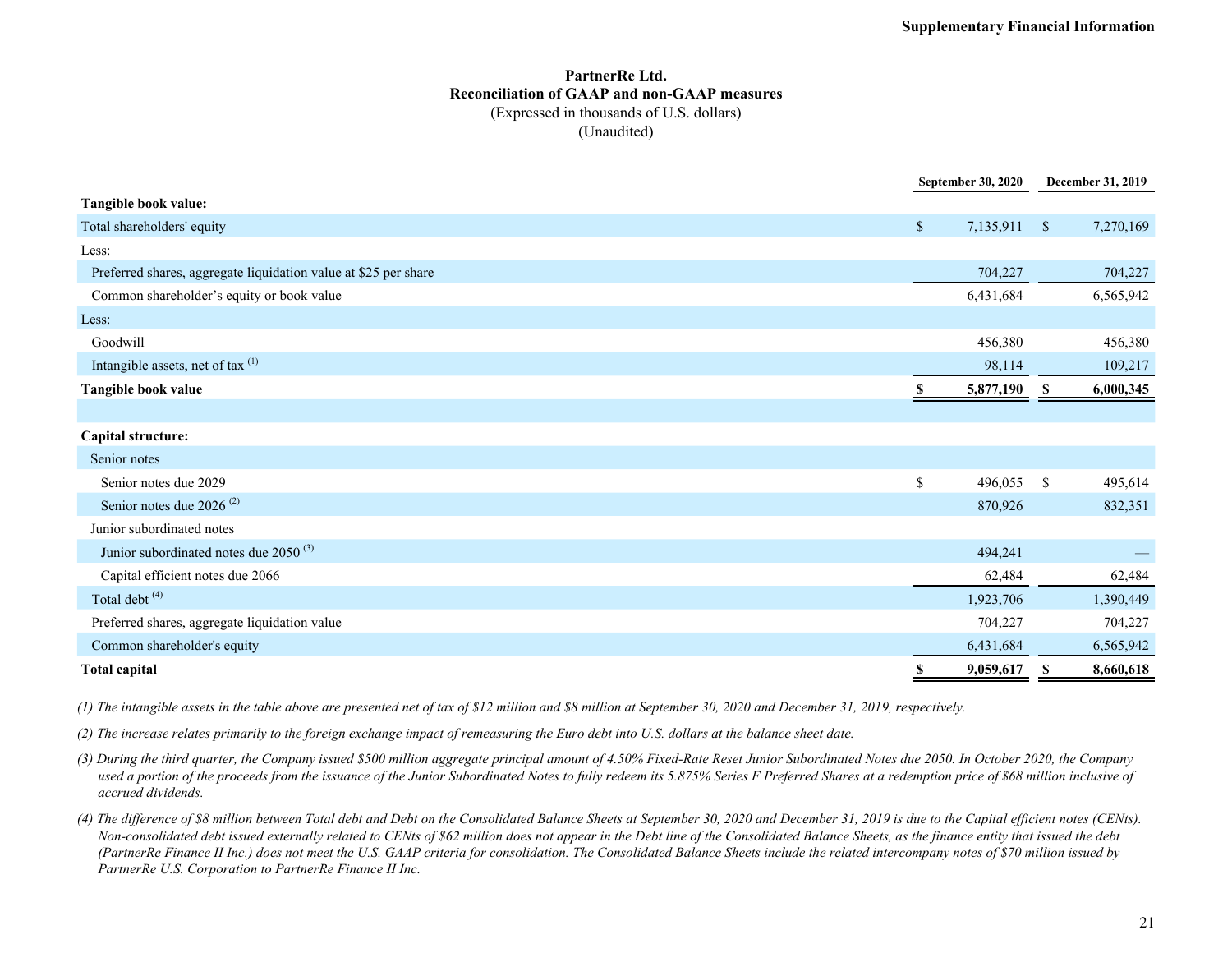**Supplementary Financial Information**

## PartnerRe Ltd.
## Reconciliation of GAAP and non-GAAP measures
(Expressed in thousands of U.S. dollars)
(Unaudited)

| | September 30, 2020 | December 31, 2019 |
|---|---|---|
| **Tangible book value:** | | |
| Total shareholders' equity | $ 7,135,911 | $ 7,270,169 |
| Less: | | |
| Preferred shares, aggregate liquidation value at $25 per share | 704,227 | 704,227 |
| Common shareholder's equity or book value | 6,431,684 | 6,565,942 |
| Less: | | |
| Goodwill | 456,380 | 456,380 |
| Intangible assets, net of tax (1) | 98,114 | 109,217 |
| **Tangible book value** | **$ 5,877,190** | **$ 6,000,345** |
| | | |
| **Capital structure:** | | |
| Senior notes | | |
| Senior notes due 2029 | $ 496,055 | $ 495,614 |
| Senior notes due 2026 (2) | 870,926 | 832,351 |
| Junior subordinated notes | | |
| Junior subordinated notes due 2050 (3) | 494,241 | — |
| Capital efficient notes due 2066 | 62,484 | 62,484 |
| Total debt (4) | 1,923,706 | 1,390,449 |
| Preferred shares, aggregate liquidation value | 704,227 | 704,227 |
| Common shareholder's equity | 6,431,684 | 6,565,942 |
| **Total capital** | **$ 9,059,617** | **$ 8,660,618** |

*(1) The intangible assets in the table above are presented net of tax of $12 million and $8 million at September 30, 2020 and December 31, 2019, respectively.*

*(2) The increase relates primarily to the foreign exchange impact of remeasuring the Euro debt into U.S. dollars at the balance sheet date.*

*(3) During the third quarter, the Company issued $500 million aggregate principal amount of 4.50% Fixed-Rate Reset Junior Subordinated Notes due 2050. In October 2020, the Company used a portion of the proceeds from the issuance of the Junior Subordinated Notes to fully redeem its 5.875% Series F Preferred Shares at a redemption price of $68 million inclusive of accrued dividends.*

*(4) The difference of $8 million between Total debt and Debt on the Consolidated Balance Sheets at September 30, 2020 and December 31, 2019 is due to the Capital efficient notes (CENts). Non-consolidated debt issued externally related to CENts of $62 million does not appear in the Debt line of the Consolidated Balance Sheets, as the finance entity that issued the debt (PartnerRe Finance II Inc.) does not meet the U.S. GAAP criteria for consolidation. The Consolidated Balance Sheets include the related intercompany notes of $70 million issued by PartnerRe U.S. Corporation to PartnerRe Finance II Inc.*